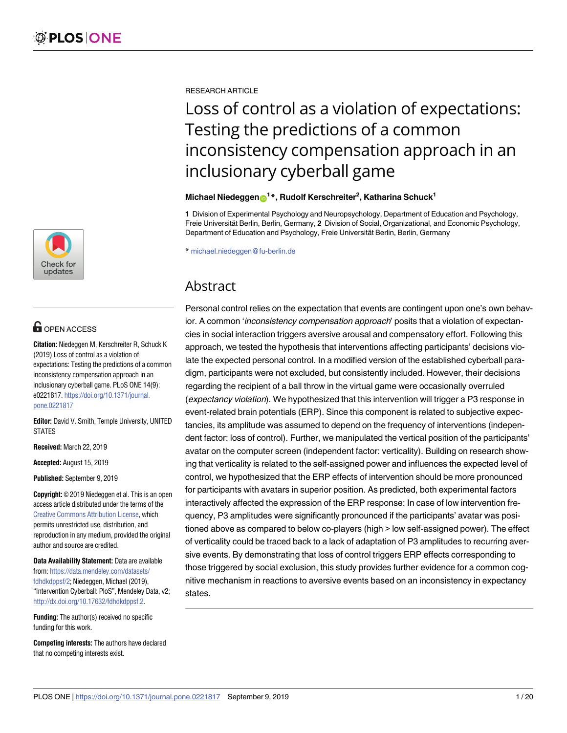RESEARCH ARTICLE

# Loss of control as a violation of expectations: Testing the predictions of a common inconsistency compensation approach in an inclusionary cyberball game

**Michael Niedeggen[1]*, Rudolf Kerschreiter[2], Katharina Schuck[1]**

**1** Division of Experimental Psychology and Neuropsychology, Department of Education and Psychology, Freie Universität Berlin, Berlin, Germany, **2** Division of Social, Organizational, and Economic Psychology, Department of Education and Psychology, Freie Universität Berlin, Berlin, Germany

* michael.niedeggen@fu-berlin.de

OPEN ACCESS

**Citation:** Niedeggen M, Kerschreiter R, Schuck K (2019) Loss of control as a violation of expectations: Testing the predictions of a common inconsistency compensation approach in an inclusionary cyberball game. PLoS ONE 14(9): e0221817. https://doi.org/10.1371/journal.pone.0221817

**Editor:** David V. Smith, Temple University, UNITED STATES

**Received:** March 22, 2019

**Accepted:** August 15, 2019

**Published:** September 9, 2019

**Copyright:** © 2019 Niedeggen et al. This is an open access article distributed under the terms of the Creative Commons Attribution License, which permits unrestricted use, distribution, and reproduction in any medium, provided the original author and source are credited.

**Data Availability Statement:** Data are available from: https://data.mendeley.com/datasets/fdhdkdppsf/2; Niedeggen, Michael (2019), "Intervention Cyberball: PloS", Mendeley Data, v2; http://dx.doi.org/10.17632/fdhdkdppsf.2.

**Funding:** The author(s) received no specific funding for this work.

**Competing interests:** The authors have declared that no competing interests exist.

## Abstract

Personal control relies on the expectation that events are contingent upon one's own behavior. A common '*inconsistency compensation approach*' posits that a violation of expectancies in social interaction triggers aversive arousal and compensatory effort. Following this approach, we tested the hypothesis that interventions affecting participants' decisions violate the expected personal control. In a modified version of the established cyberball paradigm, participants were not excluded, but consistently included. However, their decisions regarding the recipient of a ball throw in the virtual game were occasionally overruled (*expectancy violation*). We hypothesized that this intervention will trigger a P3 response in event-related brain potentials (ERP). Since this component is related to subjective expectancies, its amplitude was assumed to depend on the frequency of interventions (independent factor: loss of control). Further, we manipulated the vertical position of the participants' avatar on the computer screen (independent factor: verticality). Building on research showing that verticality is related to the self-assigned power and influences the expected level of control, we hypothesized that the ERP effects of intervention should be more pronounced for participants with avatars in superior position. As predicted, both experimental factors interactively affected the expression of the ERP response: In case of low intervention frequency, P3 amplitudes were significantly pronounced if the participants' avatar was positioned above as compared to below co-players (high > low self-assigned power). The effect of verticality could be traced back to a lack of adaptation of P3 amplitudes to recurring aversive events. By demonstrating that loss of control triggers ERP effects corresponding to those triggered by social exclusion, this study provides further evidence for a common cognitive mechanism in reactions to aversive events based on an inconsistency in expectancy states.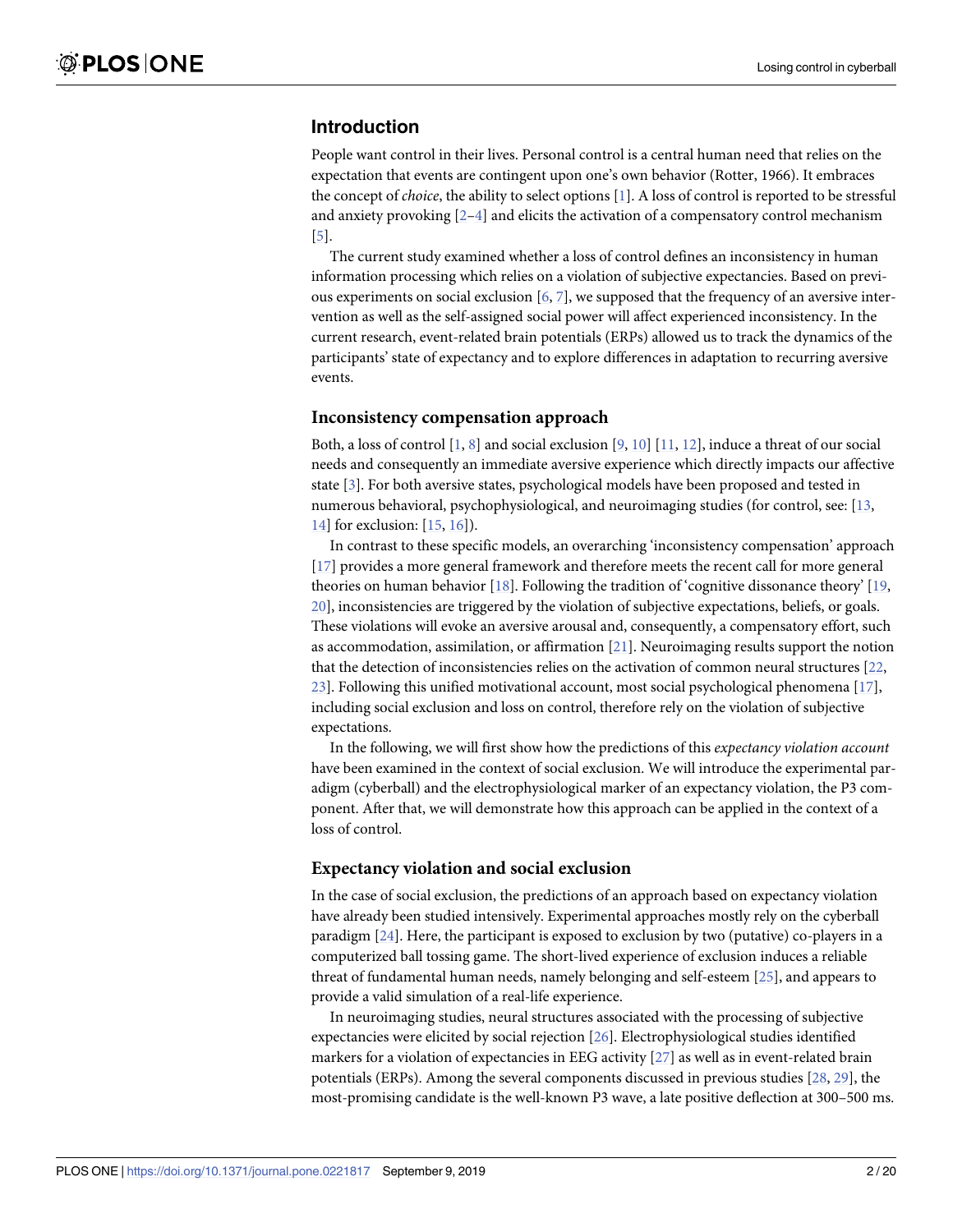## Introduction

People want control in their lives. Personal control is a central human need that relies on the expectation that events are contingent upon one's own behavior (Rotter, 1966). It embraces the concept of *choice*, the ability to select options [1]. A loss of control is reported to be stressful and anxiety provoking [2–4] and elicits the activation of a compensatory control mechanism [5].

The current study examined whether a loss of control defines an inconsistency in human information processing which relies on a violation of subjective expectancies. Based on previous experiments on social exclusion [6, 7], we supposed that the frequency of an aversive intervention as well as the self-assigned social power will affect experienced inconsistency. In the current research, event-related brain potentials (ERPs) allowed us to track the dynamics of the participants' state of expectancy and to explore differences in adaptation to recurring aversive events.

### Inconsistency compensation approach

Both, a loss of control [1, 8] and social exclusion [9, 10] [11, 12], induce a threat of our social needs and consequently an immediate aversive experience which directly impacts our affective state [3]. For both aversive states, psychological models have been proposed and tested in numerous behavioral, psychophysiological, and neuroimaging studies (for control, see: [13, 14] for exclusion: [15, 16]).

In contrast to these specific models, an overarching 'inconsistency compensation' approach [17] provides a more general framework and therefore meets the recent call for more general theories on human behavior [18]. Following the tradition of 'cognitive dissonance theory' [19, 20], inconsistencies are triggered by the violation of subjective expectations, beliefs, or goals. These violations will evoke an aversive arousal and, consequently, a compensatory effort, such as accommodation, assimilation, or affirmation [21]. Neuroimaging results support the notion that the detection of inconsistencies relies on the activation of common neural structures [22, 23]. Following this unified motivational account, most social psychological phenomena [17], including social exclusion and loss on control, therefore rely on the violation of subjective expectations.

In the following, we will first show how the predictions of this *expectancy violation account* have been examined in the context of social exclusion. We will introduce the experimental paradigm (cyberball) and the electrophysiological marker of an expectancy violation, the P3 component. After that, we will demonstrate how this approach can be applied in the context of a loss of control.

### Expectancy violation and social exclusion

In the case of social exclusion, the predictions of an approach based on expectancy violation have already been studied intensively. Experimental approaches mostly rely on the cyberball paradigm [24]. Here, the participant is exposed to exclusion by two (putative) co-players in a computerized ball tossing game. The short-lived experience of exclusion induces a reliable threat of fundamental human needs, namely belonging and self-esteem [25], and appears to provide a valid simulation of a real-life experience.

In neuroimaging studies, neural structures associated with the processing of subjective expectancies were elicited by social rejection [26]. Electrophysiological studies identified markers for a violation of expectancies in EEG activity [27] as well as in event-related brain potentials (ERPs). Among the several components discussed in previous studies [28, 29], the most-promising candidate is the well-known P3 wave, a late positive deflection at 300–500 ms.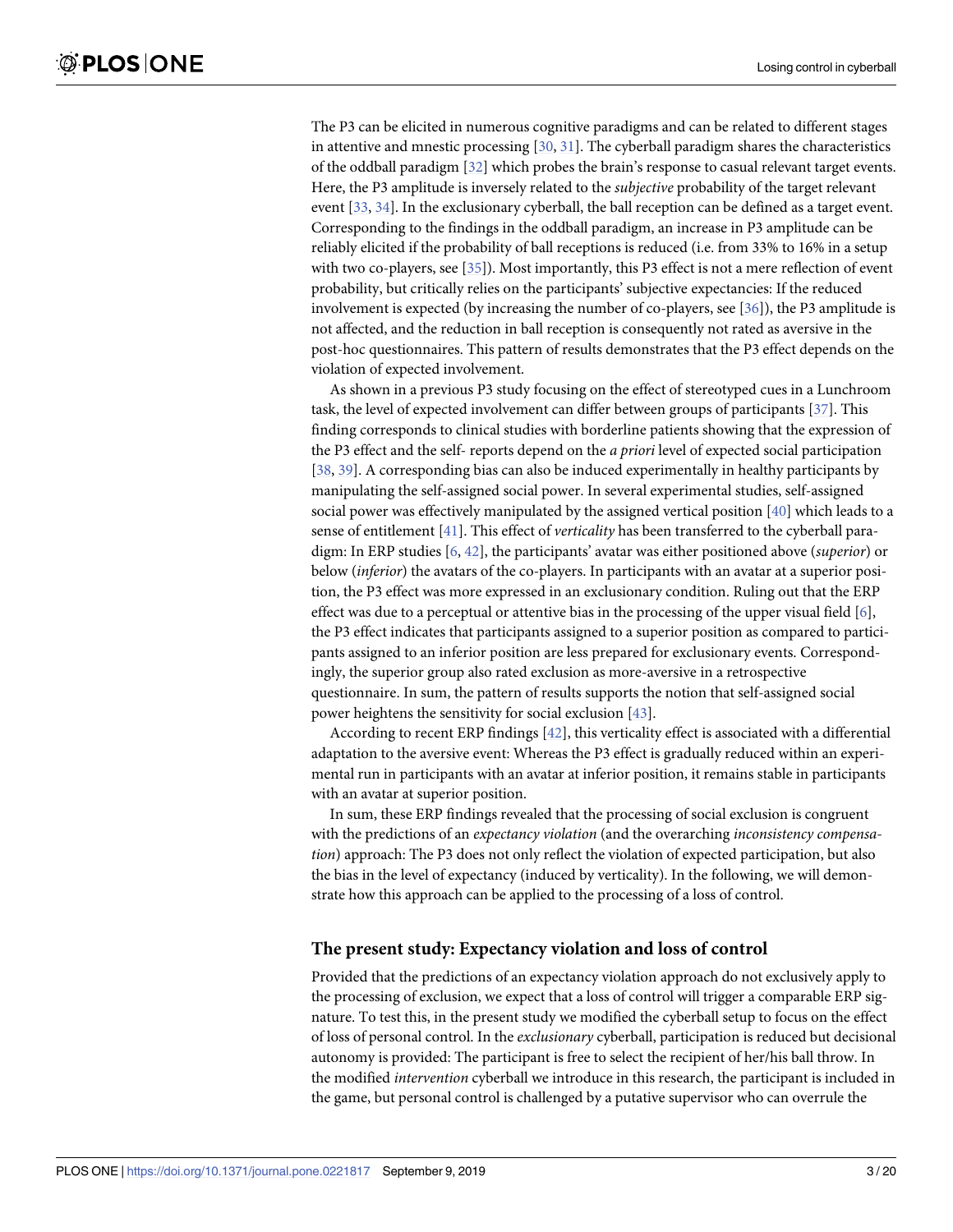The P3 can be elicited in numerous cognitive paradigms and can be related to different stages in attentive and mnestic processing [30, 31]. The cyberball paradigm shares the characteristics of the oddball paradigm [32] which probes the brain's response to casual relevant target events. Here, the P3 amplitude is inversely related to the *subjective* probability of the target relevant event [33, 34]. In the exclusionary cyberball, the ball reception can be defined as a target event. Corresponding to the findings in the oddball paradigm, an increase in P3 amplitude can be reliably elicited if the probability of ball receptions is reduced (i.e. from 33% to 16% in a setup with two co-players, see [35]). Most importantly, this P3 effect is not a mere reflection of event probability, but critically relies on the participants' subjective expectancies: If the reduced involvement is expected (by increasing the number of co-players, see [36]), the P3 amplitude is not affected, and the reduction in ball reception is consequently not rated as aversive in the post-hoc questionnaires. This pattern of results demonstrates that the P3 effect depends on the violation of expected involvement.

As shown in a previous P3 study focusing on the effect of stereotyped cues in a Lunchroom task, the level of expected involvement can differ between groups of participants [37]. This finding corresponds to clinical studies with borderline patients showing that the expression of the P3 effect and the self- reports depend on the *a priori* level of expected social participation [38, 39]. A corresponding bias can also be induced experimentally in healthy participants by manipulating the self-assigned social power. In several experimental studies, self-assigned social power was effectively manipulated by the assigned vertical position [40] which leads to a sense of entitlement [41]. This effect of *verticality* has been transferred to the cyberball paradigm: In ERP studies [6, 42], the participants' avatar was either positioned above (*superior*) or below (*inferior*) the avatars of the co-players. In participants with an avatar at a superior position, the P3 effect was more expressed in an exclusionary condition. Ruling out that the ERP effect was due to a perceptual or attentive bias in the processing of the upper visual field [6], the P3 effect indicates that participants assigned to a superior position as compared to participants assigned to an inferior position are less prepared for exclusionary events. Correspondingly, the superior group also rated exclusion as more-aversive in a retrospective questionnaire. In sum, the pattern of results supports the notion that self-assigned social power heightens the sensitivity for social exclusion [43].

According to recent ERP findings [42], this verticality effect is associated with a differential adaptation to the aversive event: Whereas the P3 effect is gradually reduced within an experimental run in participants with an avatar at inferior position, it remains stable in participants with an avatar at superior position.

In sum, these ERP findings revealed that the processing of social exclusion is congruent with the predictions of an *expectancy violation* (and the overarching *inconsistency compensation*) approach: The P3 does not only reflect the violation of expected participation, but also the bias in the level of expectancy (induced by verticality). In the following, we will demonstrate how this approach can be applied to the processing of a loss of control.

## The present study: Expectancy violation and loss of control

Provided that the predictions of an expectancy violation approach do not exclusively apply to the processing of exclusion, we expect that a loss of control will trigger a comparable ERP signature. To test this, in the present study we modified the cyberball setup to focus on the effect of loss of personal control. In the *exclusionary* cyberball, participation is reduced but decisional autonomy is provided: The participant is free to select the recipient of her/his ball throw. In the modified *intervention* cyberball we introduce in this research, the participant is included in the game, but personal control is challenged by a putative supervisor who can overrule the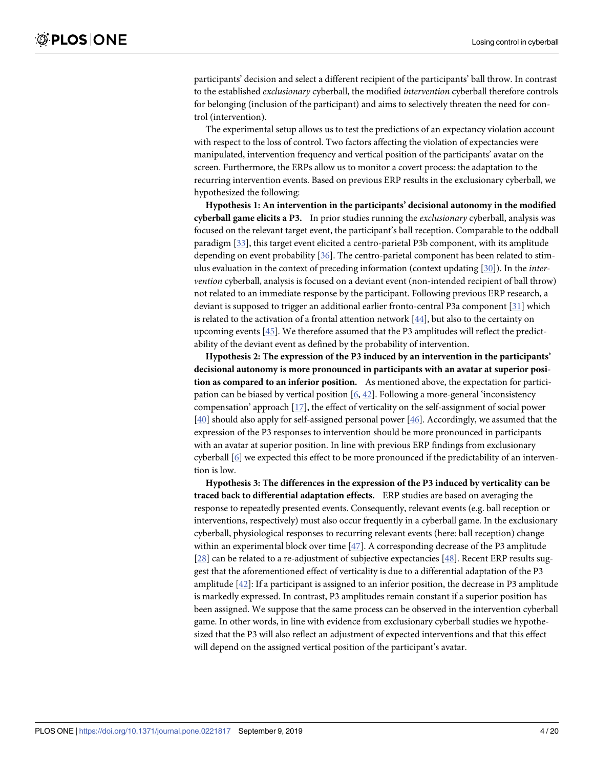participants' decision and select a different recipient of the participants' ball throw. In contrast to the established *exclusionary* cyberball, the modified *intervention* cyberball therefore controls for belonging (inclusion of the participant) and aims to selectively threaten the need for control (intervention).

The experimental setup allows us to test the predictions of an expectancy violation account with respect to the loss of control. Two factors affecting the violation of expectancies were manipulated, intervention frequency and vertical position of the participants' avatar on the screen. Furthermore, the ERPs allow us to monitor a covert process: the adaptation to the recurring intervention events. Based on previous ERP results in the exclusionary cyberball, we hypothesized the following:

**Hypothesis 1: An intervention in the participants' decisional autonomy in the modified cyberball game elicits a P3.** In prior studies running the *exclusionary* cyberball, analysis was focused on the relevant target event, the participant's ball reception. Comparable to the oddball paradigm [33], this target event elicited a centro-parietal P3b component, with its amplitude depending on event probability [36]. The centro-parietal component has been related to stimulus evaluation in the context of preceding information (context updating [30]). In the *intervention* cyberball, analysis is focused on a deviant event (non-intended recipient of ball throw) not related to an immediate response by the participant. Following previous ERP research, a deviant is supposed to trigger an additional earlier fronto-central P3a component [31] which is related to the activation of a frontal attention network [44], but also to the certainty on upcoming events [45]. We therefore assumed that the P3 amplitudes will reflect the predictability of the deviant event as defined by the probability of intervention.

**Hypothesis 2: The expression of the P3 induced by an intervention in the participants' decisional autonomy is more pronounced in participants with an avatar at superior position as compared to an inferior position.** As mentioned above, the expectation for participation can be biased by vertical position [6, 42]. Following a more-general 'inconsistency compensation' approach [17], the effect of verticality on the self-assignment of social power [40] should also apply for self-assigned personal power [46]. Accordingly, we assumed that the expression of the P3 responses to intervention should be more pronounced in participants with an avatar at superior position. In line with previous ERP findings from exclusionary cyberball [6] we expected this effect to be more pronounced if the predictability of an intervention is low.

**Hypothesis 3: The differences in the expression of the P3 induced by verticality can be traced back to differential adaptation effects.** ERP studies are based on averaging the response to repeatedly presented events. Consequently, relevant events (e.g. ball reception or interventions, respectively) must also occur frequently in a cyberball game. In the exclusionary cyberball, physiological responses to recurring relevant events (here: ball reception) change within an experimental block over time [47]. A corresponding decrease of the P3 amplitude [28] can be related to a re-adjustment of subjective expectancies [48]. Recent ERP results suggest that the aforementioned effect of verticality is due to a differential adaptation of the P3 amplitude [42]: If a participant is assigned to an inferior position, the decrease in P3 amplitude is markedly expressed. In contrast, P3 amplitudes remain constant if a superior position has been assigned. We suppose that the same process can be observed in the intervention cyberball game. In other words, in line with evidence from exclusionary cyberball studies we hypothesized that the P3 will also reflect an adjustment of expected interventions and that this effect will depend on the assigned vertical position of the participant's avatar.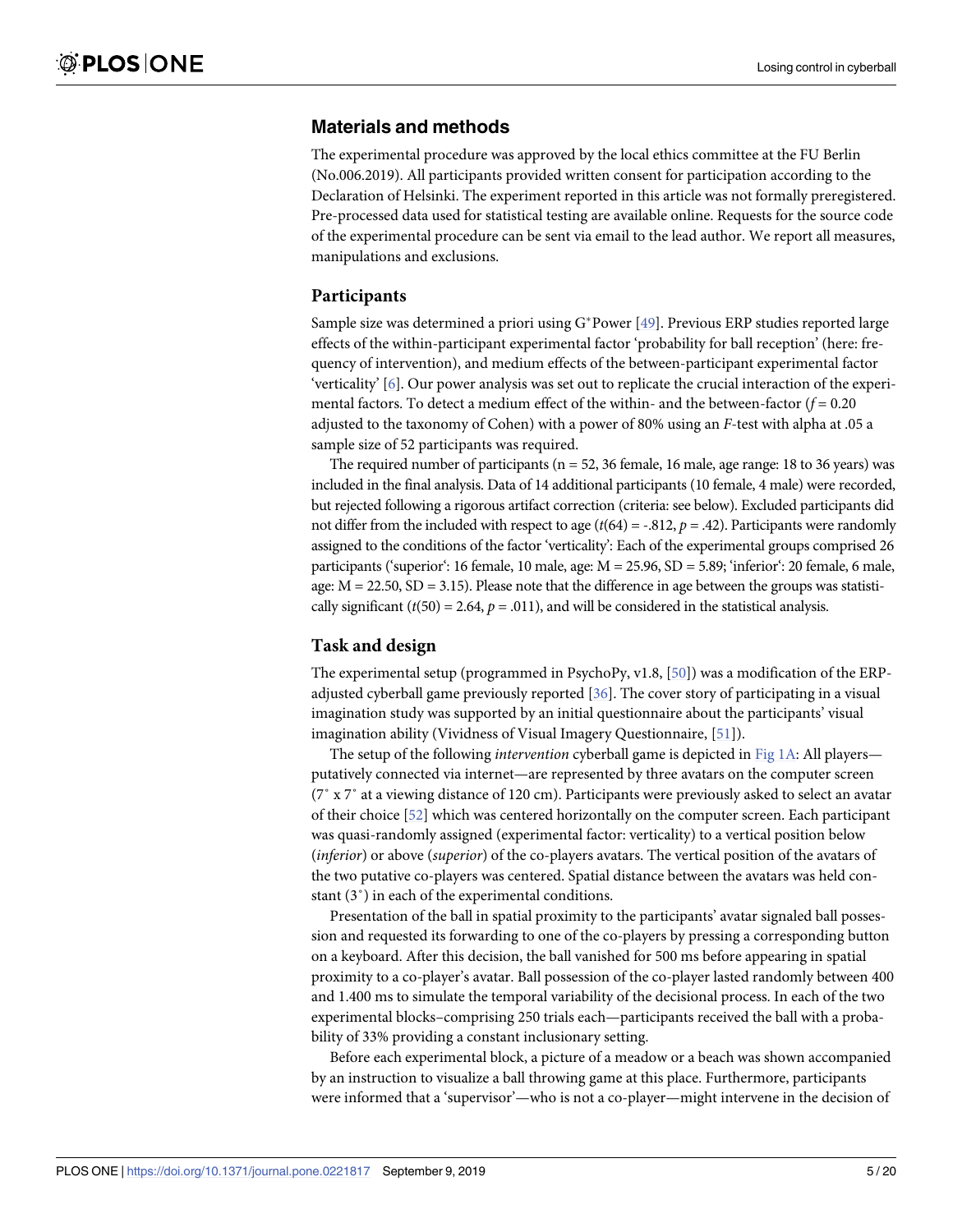## Materials and methods

The experimental procedure was approved by the local ethics committee at the FU Berlin (No.006.2019). All participants provided written consent for participation according to the Declaration of Helsinki. The experiment reported in this article was not formally preregistered. Pre-processed data used for statistical testing are available online. Requests for the source code of the experimental procedure can be sent via email to the lead author. We report all measures, manipulations and exclusions.

### Participants

Sample size was determined a priori using G*Power [49]. Previous ERP studies reported large effects of the within-participant experimental factor 'probability for ball reception' (here: frequency of intervention), and medium effects of the between-participant experimental factor 'verticality' [6]. Our power analysis was set out to replicate the crucial interaction of the experimental factors. To detect a medium effect of the within- and the between-factor ($f = 0.20$ adjusted to the taxonomy of Cohen) with a power of 80% using an $F$-test with alpha at .05 a sample size of 52 participants was required.

The required number of participants (n = 52, 36 female, 16 male, age range: 18 to 36 years) was included in the final analysis. Data of 14 additional participants (10 female, 4 male) were recorded, but rejected following a rigorous artifact correction (criteria: see below). Excluded participants did not differ from the included with respect to age ($t(64) = -.812$, $p = .42$). Participants were randomly assigned to the conditions of the factor 'verticality': Each of the experimental groups comprised 26 participants ('superior': 16 female, 10 male, age: M = 25.96, SD = 5.89; 'inferior': 20 female, 6 male, age: M = 22.50, SD = 3.15). Please note that the difference in age between the groups was statistically significant ($t(50) = 2.64$, $p = .011$), and will be considered in the statistical analysis.

### Task and design

The experimental setup (programmed in PsychoPy, v1.8, [50]) was a modification of the ERP-adjusted cyberball game previously reported [36]. The cover story of participating in a visual imagination study was supported by an initial questionnaire about the participants' visual imagination ability (Vividness of Visual Imagery Questionnaire, [51]).

The setup of the following *intervention* cyberball game is depicted in Fig 1A: All players—putatively connected via internet—are represented by three avatars on the computer screen (7° x 7° at a viewing distance of 120 cm). Participants were previously asked to select an avatar of their choice [52] which was centered horizontally on the computer screen. Each participant was quasi-randomly assigned (experimental factor: verticality) to a vertical position below (*inferior*) or above (*superior*) of the co-players avatars. The vertical position of the avatars of the two putative co-players was centered. Spatial distance between the avatars was held constant (3°) in each of the experimental conditions.

Presentation of the ball in spatial proximity to the participants' avatar signaled ball possession and requested its forwarding to one of the co-players by pressing a corresponding button on a keyboard. After this decision, the ball vanished for 500 ms before appearing in spatial proximity to a co-player's avatar. Ball possession of the co-player lasted randomly between 400 and 1.400 ms to simulate the temporal variability of the decisional process. In each of the two experimental blocks–comprising 250 trials each—participants received the ball with a probability of 33% providing a constant inclusionary setting.

Before each experimental block, a picture of a meadow or a beach was shown accompanied by an instruction to visualize a ball throwing game at this place. Furthermore, participants were informed that a 'supervisor'—who is not a co-player—might intervene in the decision of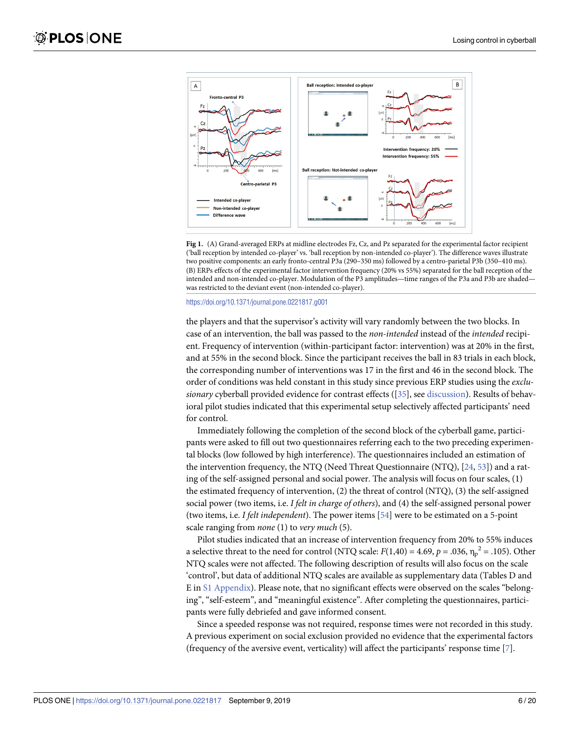**Fig 1.** (A) Grand-averaged ERPs at midline electrodes Fz, Cz, and Pz separated for the experimental factor recipient ('ball reception by intended co-player' vs. 'ball reception by non-intended co-player'). The difference waves illustrate two positive components: an early fronto-central P3a (290–350 ms) followed by a centro-parietal P3b (350–410 ms). (B) ERPs effects of the experimental factor intervention frequency (20% vs 55%) separated for the ball reception of the intended and non-intended co-player. Modulation of the P3 amplitudes—time ranges of the P3a and P3b are shaded—was restricted to the deviant event (non-intended co-player).

https://doi.org/10.1371/journal.pone.0221817.g001

the players and that the supervisor's activity will vary randomly between the two blocks. In case of an intervention, the ball was passed to the *non-intended* instead of the *intended* recipient. Frequency of intervention (within-participant factor: intervention) was at 20% in the first, and at 55% in the second block. Since the participant receives the ball in 83 trials in each block, the corresponding number of interventions was 17 in the first and 46 in the second block. The order of conditions was held constant in this study since previous ERP studies using the *exclusionary* cyberball provided evidence for contrast effects ([35], see discussion). Results of behavioral pilot studies indicated that this experimental setup selectively affected participants' need for control.

Immediately following the completion of the second block of the cyberball game, participants were asked to fill out two questionnaires referring each to the two preceding experimental blocks (low followed by high interference). The questionnaires included an estimation of the intervention frequency, the NTQ (Need Threat Questionnaire (NTQ), [24, 53]) and a rating of the self-assigned personal and social power. The analysis will focus on four scales, (1) the estimated frequency of intervention, (2) the threat of control (NTQ), (3) the self-assigned social power (two items, i.e. *I felt in charge of others*), and (4) the self-assigned personal power (two items, i.e. *I felt independent*). The power items [54] were to be estimated on a 5-point scale ranging from *none* (1) to *very much* (5).

Pilot studies indicated that an increase of intervention frequency from 20% to 55% induces a selective threat to the need for control (NTQ scale: $F(1,40) = 4.69$, $p = .036$, $\eta_p^2 = .105$). Other NTQ scales were not affected. The following description of results will also focus on the scale 'control', but data of additional NTQ scales are available as supplementary data (Tables D and E in S1 Appendix). Please note, that no significant effects were observed on the scales "belonging", "self-esteem", and "meaningful existence". After completing the questionnaires, participants were fully debriefed and gave informed consent.

Since a speeded response was not required, response times were not recorded in this study. A previous experiment on social exclusion provided no evidence that the experimental factors (frequency of the aversive event, verticality) will affect the participants' response time [7].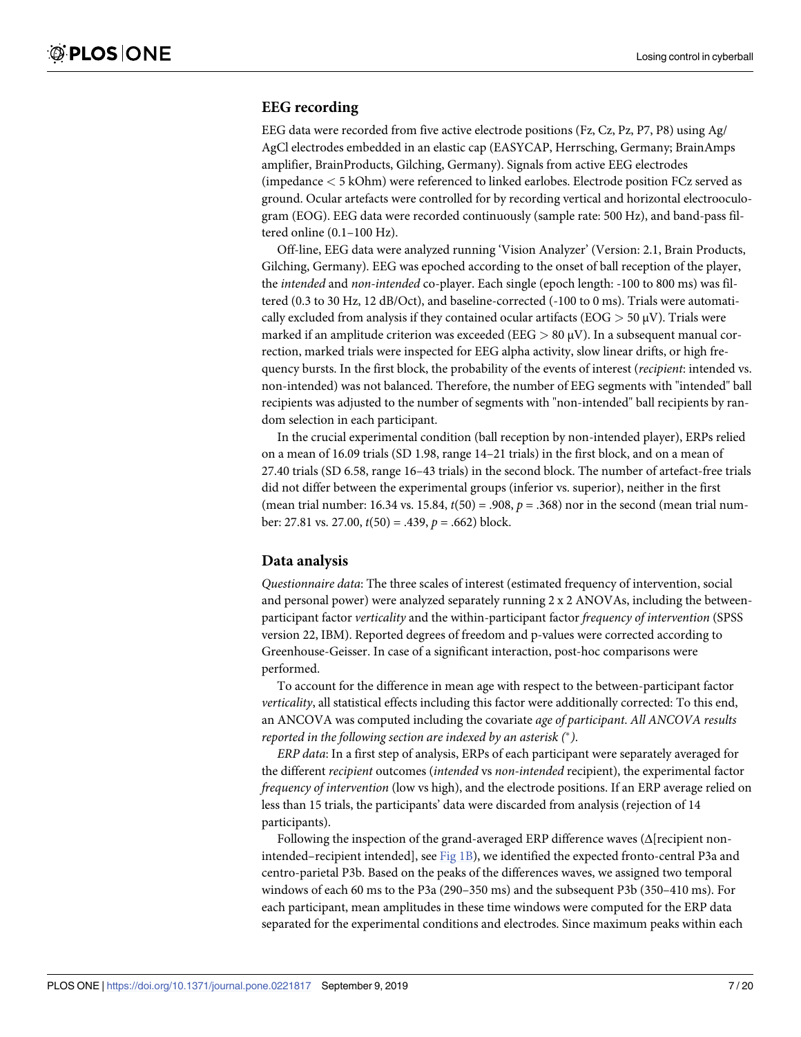## EEG recording

EEG data were recorded from five active electrode positions (Fz, Cz, Pz, P7, P8) using Ag/AgCl electrodes embedded in an elastic cap (EASYCAP, Herrsching, Germany; BrainAmps amplifier, BrainProducts, Gilching, Germany). Signals from active EEG electrodes (impedance < 5 kOhm) were referenced to linked earlobes. Electrode position FCz served as ground. Ocular artefacts were controlled for by recording vertical and horizontal electrooculogram (EOG). EEG data were recorded continuously (sample rate: 500 Hz), and band-pass filtered online (0.1–100 Hz).

Off-line, EEG data were analyzed running 'Vision Analyzer' (Version: 2.1, Brain Products, Gilching, Germany). EEG was epoched according to the onset of ball reception of the player, the *intended* and *non-intended* co-player. Each single (epoch length: -100 to 800 ms) was filtered (0.3 to 30 Hz, 12 dB/Oct), and baseline-corrected (-100 to 0 ms). Trials were automatically excluded from analysis if they contained ocular artifacts (EOG > 50 μV). Trials were marked if an amplitude criterion was exceeded (EEG > 80 μV). In a subsequent manual correction, marked trials were inspected for EEG alpha activity, slow linear drifts, or high frequency bursts. In the first block, the probability of the events of interest (*recipient*: intended vs. non-intended) was not balanced. Therefore, the number of EEG segments with "intended" ball recipients was adjusted to the number of segments with "non-intended" ball recipients by random selection in each participant.

In the crucial experimental condition (ball reception by non-intended player), ERPs relied on a mean of 16.09 trials (SD 1.98, range 14–21 trials) in the first block, and on a mean of 27.40 trials (SD 6.58, range 16–43 trials) in the second block. The number of artefact-free trials did not differ between the experimental groups (inferior vs. superior), neither in the first (mean trial number: 16.34 vs. 15.84, $t(50) = .908$, $p = .368$) nor in the second (mean trial number: 27.81 vs. 27.00, $t(50) = .439$, $p = .662$) block.

## Data analysis

*Questionnaire data*: The three scales of interest (estimated frequency of intervention, social and personal power) were analyzed separately running 2 x 2 ANOVAs, including the between-participant factor *verticality* and the within-participant factor *frequency of intervention* (SPSS version 22, IBM). Reported degrees of freedom and p-values were corrected according to Greenhouse-Geisser. In case of a significant interaction, post-hoc comparisons were performed.

To account for the difference in mean age with respect to the between-participant factor *verticality*, all statistical effects including this factor were additionally corrected: To this end, an ANCOVA was computed including the covariate *age of participant. All ANCOVA results reported in the following section are indexed by an asterisk (\*)*.

*ERP data*: In a first step of analysis, ERPs of each participant were separately averaged for the different *recipient* outcomes (*intended* vs *non-intended* recipient), the experimental factor *frequency of intervention* (low vs high), and the electrode positions. If an ERP average relied on less than 15 trials, the participants' data were discarded from analysis (rejection of 14 participants).

Following the inspection of the grand-averaged ERP difference waves (Δ[recipient non-intended–recipient intended], see Fig 1B), we identified the expected fronto-central P3a and centro-parietal P3b. Based on the peaks of the differences waves, we assigned two temporal windows of each 60 ms to the P3a (290–350 ms) and the subsequent P3b (350–410 ms). For each participant, mean amplitudes in these time windows were computed for the ERP data separated for the experimental conditions and electrodes. Since maximum peaks within each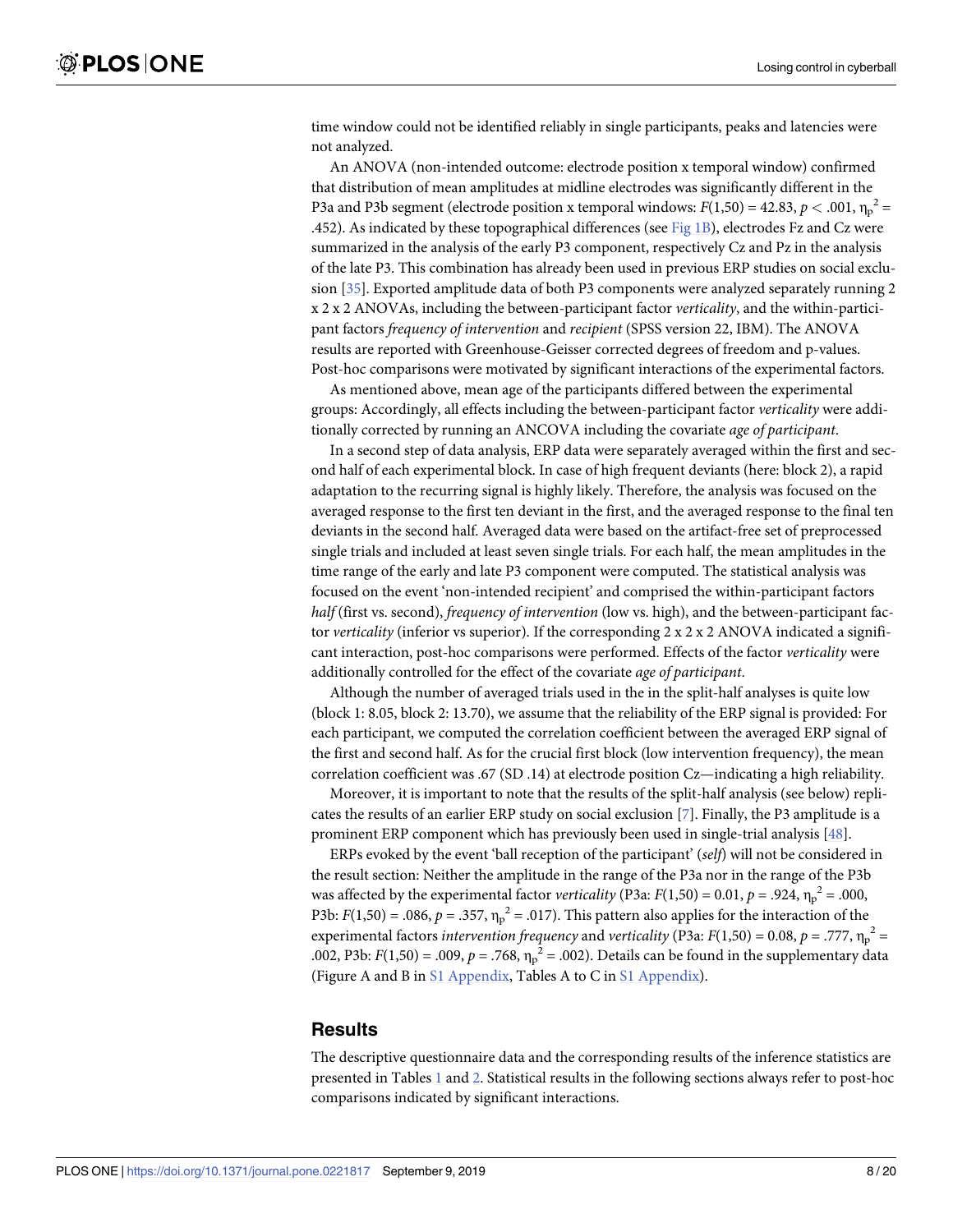time window could not be identified reliably in single participants, peaks and latencies were not analyzed.

An ANOVA (non-intended outcome: electrode position x temporal window) confirmed that distribution of mean amplitudes at midline electrodes was significantly different in the P3a and P3b segment (electrode position x temporal windows: $F(1,50) = 42.83$, $p < .001$, $\eta_p^2 = .452$). As indicated by these topographical differences (see Fig 1B), electrodes Fz and Cz were summarized in the analysis of the early P3 component, respectively Cz and Pz in the analysis of the late P3. This combination has already been used in previous ERP studies on social exclusion [35]. Exported amplitude data of both P3 components were analyzed separately running 2 x 2 x 2 ANOVAs, including the between-participant factor *verticality*, and the within-participant factors *frequency of intervention* and *recipient* (SPSS version 22, IBM). The ANOVA results are reported with Greenhouse-Geisser corrected degrees of freedom and p-values. Post-hoc comparisons were motivated by significant interactions of the experimental factors.

As mentioned above, mean age of the participants differed between the experimental groups: Accordingly, all effects including the between-participant factor *verticality* were additionally corrected by running an ANCOVA including the covariate *age of participant*.

In a second step of data analysis, ERP data were separately averaged within the first and second half of each experimental block. In case of high frequent deviants (here: block 2), a rapid adaptation to the recurring signal is highly likely. Therefore, the analysis was focused on the averaged response to the first ten deviant in the first, and the averaged response to the final ten deviants in the second half. Averaged data were based on the artifact-free set of preprocessed single trials and included at least seven single trials. For each half, the mean amplitudes in the time range of the early and late P3 component were computed. The statistical analysis was focused on the event 'non-intended recipient' and comprised the within-participant factors *half* (first vs. second), *frequency of intervention* (low vs. high), and the between-participant factor *verticality* (inferior vs superior). If the corresponding 2 x 2 x 2 ANOVA indicated a significant interaction, post-hoc comparisons were performed. Effects of the factor *verticality* were additionally controlled for the effect of the covariate *age of participant*.

Although the number of averaged trials used in the in the split-half analyses is quite low (block 1: 8.05, block 2: 13.70), we assume that the reliability of the ERP signal is provided: For each participant, we computed the correlation coefficient between the averaged ERP signal of the first and second half. As for the crucial first block (low intervention frequency), the mean correlation coefficient was .67 (SD .14) at electrode position Cz—indicating a high reliability.

Moreover, it is important to note that the results of the split-half analysis (see below) replicates the results of an earlier ERP study on social exclusion [7]. Finally, the P3 amplitude is a prominent ERP component which has previously been used in single-trial analysis [48].

ERPs evoked by the event 'ball reception of the participant' (*self*) will not be considered in the result section: Neither the amplitude in the range of the P3a nor in the range of the P3b was affected by the experimental factor *verticality* (P3a: $F(1,50) = 0.01$, $p = .924$, $\eta_p^2 = .000$, P3b: $F(1,50) = .086$, $p = .357$, $\eta_p^2 = .017$). This pattern also applies for the interaction of the experimental factors *intervention frequency* and *verticality* (P3a: $F(1,50) = 0.08$, $p = .777$, $\eta_p^2 = .002$, P3b: $F(1,50) = .009$, $p = .768$, $\eta_p^2 = .002$). Details can be found in the supplementary data (Figure A and B in S1 Appendix, Tables A to C in S1 Appendix).

## Results

The descriptive questionnaire data and the corresponding results of the inference statistics are presented in Tables 1 and 2. Statistical results in the following sections always refer to post-hoc comparisons indicated by significant interactions.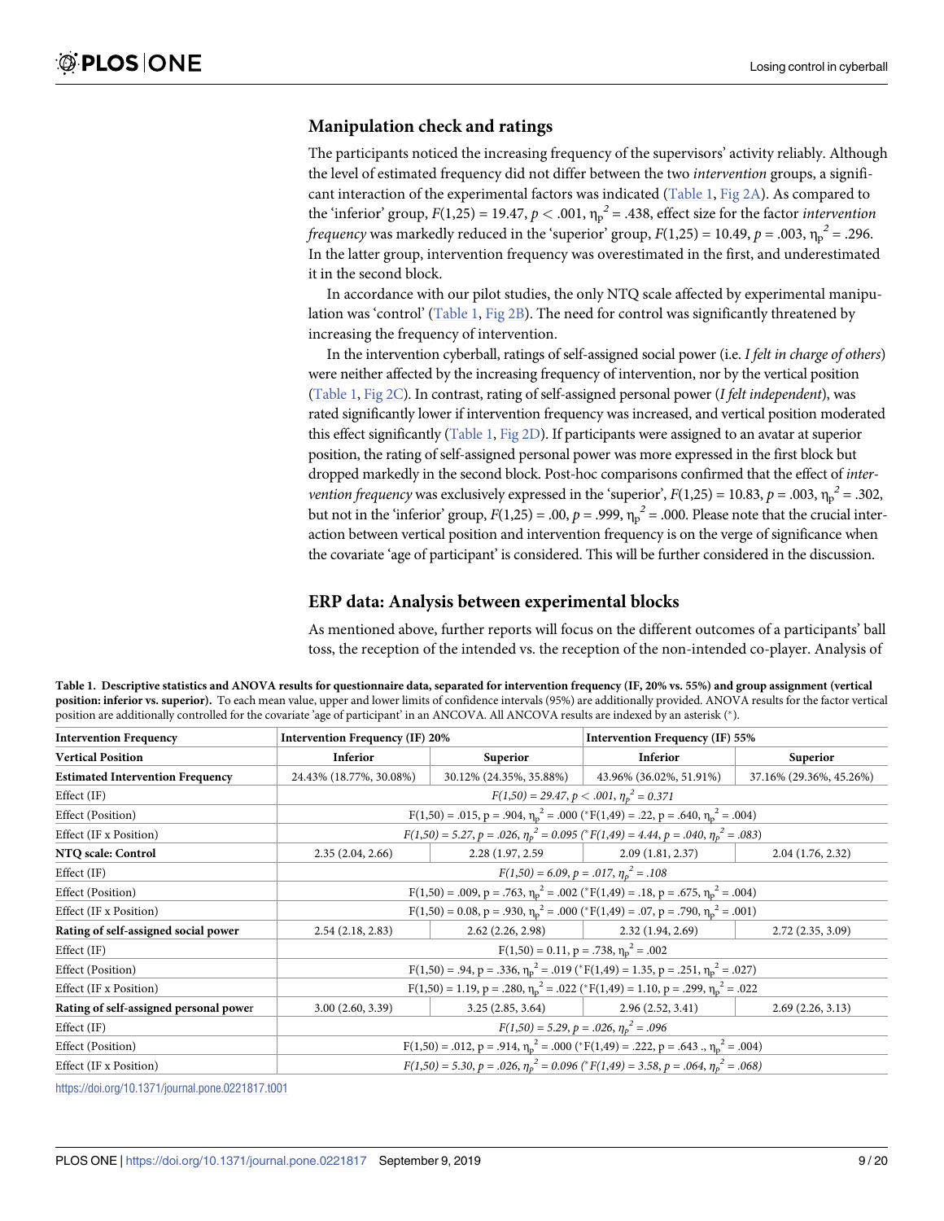## Manipulation check and ratings

The participants noticed the increasing frequency of the supervisors' activity reliably. Although the level of estimated frequency did not differ between the two *intervention* groups, a significant interaction of the experimental factors was indicated (Table 1, Fig 2A). As compared to the 'inferior' group, $F(1,25) = 19.47$, $p < .001$, $\eta_p^2 = .438$, effect size for the factor *intervention frequency* was markedly reduced in the 'superior' group, $F(1,25) = 10.49$, $p = .003$, $\eta_p^2 = .296$. In the latter group, intervention frequency was overestimated in the first, and underestimated it in the second block.

In accordance with our pilot studies, the only NTQ scale affected by experimental manipulation was 'control' (Table 1, Fig 2B). The need for control was significantly threatened by increasing the frequency of intervention.

In the intervention cyberball, ratings of self-assigned social power (i.e. *I felt in charge of others*) were neither affected by the increasing frequency of intervention, nor by the vertical position (Table 1, Fig 2C). In contrast, rating of self-assigned personal power (*I felt independent*), was rated significantly lower if intervention frequency was increased, and vertical position moderated this effect significantly (Table 1, Fig 2D). If participants were assigned to an avatar at superior position, the rating of self-assigned personal power was more expressed in the first block but dropped markedly in the second block. Post-hoc comparisons confirmed that the effect of *intervention frequency* was exclusively expressed in the 'superior', $F(1,25) = 10.83$, $p = .003$, $\eta_p^2 = .302$, but not in the 'inferior' group, $F(1,25) = .00$, $p = .999$, $\eta_p^2 = .000$. Please note that the crucial interaction between vertical position and intervention frequency is on the verge of significance when the covariate 'age of participant' is considered. This will be further considered in the discussion.

## ERP data: Analysis between experimental blocks

As mentioned above, further reports will focus on the different outcomes of a participants' ball toss, the reception of the intended vs. the reception of the non-intended co-player. Analysis of

**Table 1. Descriptive statistics and ANOVA results for questionnaire data, separated for intervention frequency (IF, 20% vs. 55%) and group assignment (vertical position: inferior vs. superior).** To each mean value, upper and lower limits of confidence intervals (95%) are additionally provided. ANOVA results for the factor vertical position are additionally controlled for the covariate 'age of participant' in an ANCOVA. All ANCOVA results are indexed by an asterisk (*).

| **Intervention Frequency** | **Intervention Frequency (IF) 20%** | | **Intervention Frequency (IF) 55%** | |
|---|---|---|---|---|
| **Vertical Position** | **Inferior** | **Superior** | **Inferior** | **Superior** |
| **Estimated Intervention Frequency** | 24.43% (18.77%, 30.08%) | 30.12% (24.35%, 35.88%) | 43.96% (36.02%, 51.91%) | 37.16% (29.36%, 45.26%) |
| Effect (IF) | *$F(1,50) = 29.47$, $p < .001$, $\eta_p^2 = 0.371$* | | | |
| Effect (Position) | $F(1,50) = .015$, $p = .904$, $\eta_p^2 = .000$ (*$F(1,49) = .22$, $p = .640$, $\eta_p^2 = .004$) | | | |
| Effect (IF x Position) | *$F(1,50) = 5.27$, $p = .026$, $\eta_p^2 = 0.095$ (*$F(1,49) = 4.44$, $p = .040$, $\eta_p^2 = .083$)* | | | |
| **NTQ scale: Control** | 2.35 (2.04, 2.66) | 2.28 (1.97, 2.59 | 2.09 (1.81, 2.37) | 2.04 (1.76, 2.32) |
| Effect (IF) | *$F(1,50) = 6.09$, $p = .017$, $\eta_p^2 = .108$* | | | |
| Effect (Position) | $F(1,50) = .009$, $p = .763$, $\eta_p^2 = .002$ (*$F(1,49) = .18$, $p = .675$, $\eta_p^2 = .004$) | | | |
| Effect (IF x Position) | $F(1,50) = 0.08$, $p = .930$, $\eta_p^2 = .000$ (*$F(1,49) = .07$, $p = .790$, $\eta_p^2 = .001$) | | | |
| **Rating of self-assigned social power** | 2.54 (2.18, 2.83) | 2.62 (2.26, 2.98) | 2.32 (1.94, 2.69) | 2.72 (2.35, 3.09) |
| Effect (IF) | $F(1,50) = 0.11$, $p = .738$, $\eta_p^2 = .002$ | | | |
| Effect (Position) | $F(1,50) = .94$, $p = .336$, $\eta_p^2 = .019$ (*$F(1,49) = 1.35$, $p = .251$, $\eta_p^2 = .027$) | | | |
| Effect (IF x Position) | $F(1,50) = 1.19$, $p = .280$, $\eta_p^2 = .022$ (*$F(1,49) = 1.10$, $p = .299$, $\eta_p^2 = .022$ | | | |
| **Rating of self-assigned personal power** | 3.00 (2.60, 3.39) | 3.25 (2.85, 3.64) | 2.96 (2.52, 3.41) | 2.69 (2.26, 3.13) |
| Effect (IF) | *$F(1,50) = 5.29$, $p = .026$, $\eta_p^2 = .096$* | | | |
| Effect (Position) | $F(1,50) = .012$, $p = .914$, $\eta_p^2 = .000$ (*$F(1,49) = .222$, $p = .643$ ., $\eta_p^2 = .004$) | | | |
| Effect (IF x Position) | *$F(1,50) = 5.30$, $p = .026$, $\eta_p^2 = 0.096$ (*$F(1,49) = 3.58$, $p = .064$, $\eta_p^2 = .068$)* | | | |

https://doi.org/10.1371/journal.pone.0221817.t001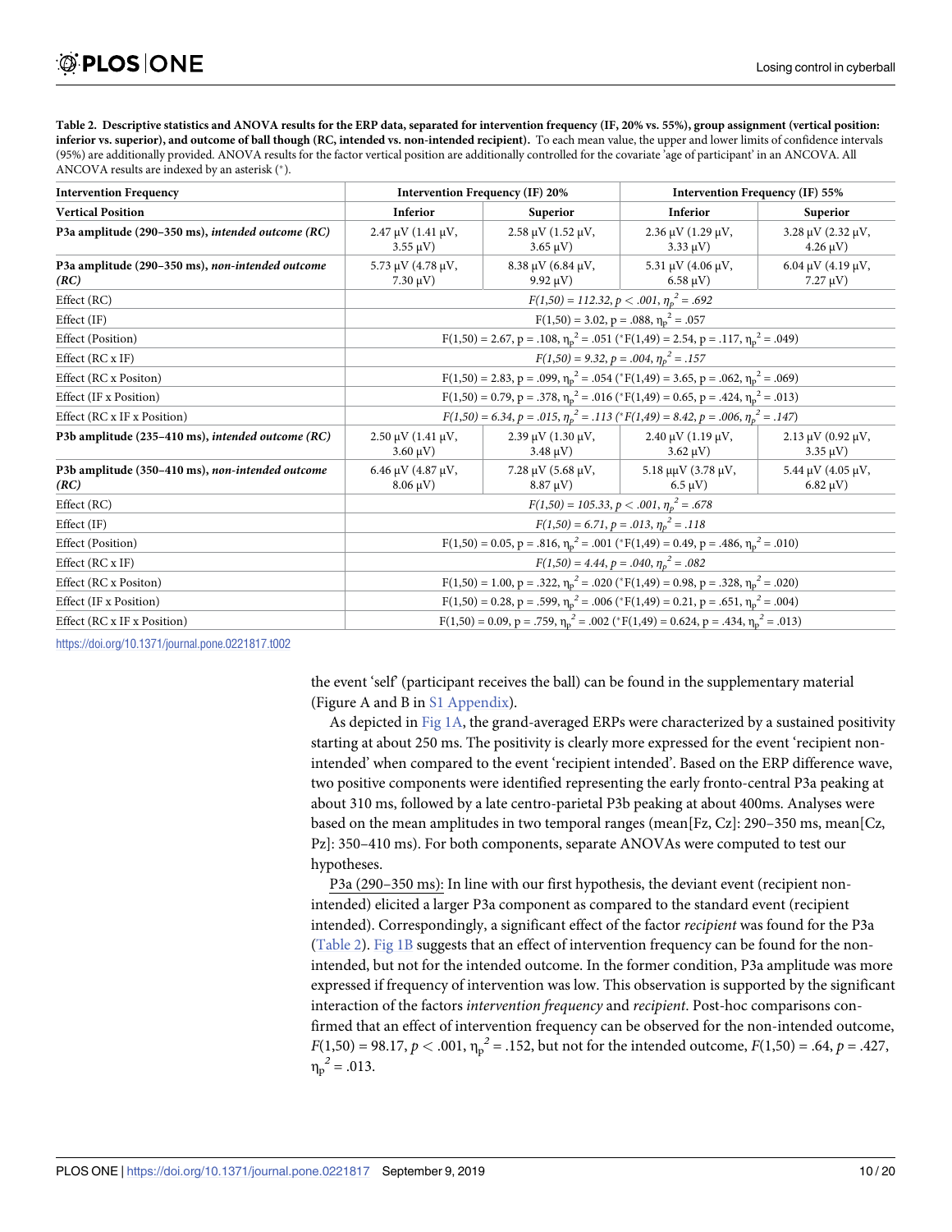**Table 2. Descriptive statistics and ANOVA results for the ERP data, separated for intervention frequency (IF, 20% vs. 55%), group assignment (vertical position: inferior vs. superior), and outcome of ball though (RC, intended vs. non-intended recipient).** To each mean value, the upper and lower limits of confidence intervals (95%) are additionally provided. ANOVA results for the factor vertical position are additionally controlled for the covariate 'age of participant' in an ANCOVA. All ANCOVA results are indexed by an asterisk (*).

| Intervention Frequency | Intervention Frequency (IF) 20% | | Intervention Frequency (IF) 55% | |
|---|---|---|---|---|
| **Vertical Position** | **Inferior** | **Superior** | **Inferior** | **Superior** |
| **P3a amplitude (290–350 ms), *intended outcome (RC)*** | 2.47 μV (1.41 μV, 3.55 μV) | 2.58 μV (1.52 μV, 3.65 μV) | 2.36 μV (1.29 μV, 3.33 μV) | 3.28 μV (2.32 μV, 4.26 μV) |
| **P3a amplitude (290–350 ms), *non-intended outcome (RC)*** | 5.73 μV (4.78 μV, 7.30 μV) | 8.38 μV (6.84 μV, 9.92 μV) | 5.31 μV (4.06 μV, 6.58 μV) | 6.04 μV (4.19 μV, 7.27 μV) |
| Effect (RC) | *$F(1,50) = 112.32, p < .001, \eta_p^2 = .692$* | | | |
| Effect (IF) | $F(1,50) = 3.02, p = .088, \eta_p^2 = .057$ | | | |
| Effect (Position) | $F(1,50) = 2.67, p = .108, \eta_p^2 = .051$ (*$F(1,49) = 2.54, p = .117, \eta_p^2 = .049$) | | | |
| Effect (RC x IF) | *$F(1,50) = 9.32, p = .004, \eta_p^2 = .157$* | | | |
| Effect (RC x Positon) | $F(1,50) = 2.83, p = .099, \eta_p^2 = .054$ (*$F(1,49) = 3.65, p = .062, \eta_p^2 = .069$) | | | |
| Effect (IF x Position) | $F(1,50) = 0.79, p = .378, \eta_p^2 = .016$ (*$F(1,49) = 0.65, p = .424, \eta_p^2 = .013$) | | | |
| Effect (RC x IF x Position) | *$F(1,50) = 6.34, p = .015, \eta_p^2 = .113$ (*$F(1,49) = 8.42, p = .006, \eta_p^2 = .147$)* | | | |
| **P3b amplitude (235–410 ms), *intended outcome (RC)*** | 2.50 μV (1.41 μV, 3.60 μV) | 2.39 μV (1.30 μV, 3.48 μV) | 2.40 μV (1.19 μV, 3.62 μV) | 2.13 μV (0.92 μV, 3.35 μV) |
| **P3b amplitude (350–410 ms), *non-intended outcome (RC)*** | 6.46 μV (4.87 μV, 8.06 μV) | 7.28 μV (5.68 μV, 8.87 μV) | 5.18 μμV (3.78 μV, 6.5 μV) | 5.44 μV (4.05 μV, 6.82 μV) |
| Effect (RC) | *$F(1,50) = 105.33, p < .001, \eta_p^2 = .678$* | | | |
| Effect (IF) | *$F(1,50) = 6.71, p = .013, \eta_p^2 = .118$* | | | |
| Effect (Position) | $F(1,50) = 0.05, p = .816, \eta_p^2 = .001$ (*$F(1,49) = 0.49, p = .486, \eta_p^2 = .010$) | | | |
| Effect (RC x IF) | *$F(1,50) = 4.44, p = .040, \eta_p^2 = .082$* | | | |
| Effect (RC x Positon) | $F(1,50) = 1.00, p = .322, \eta_p^2 = .020$ (*$F(1,49) = 0.98, p = .328, \eta_p^2 = .020$) | | | |
| Effect (IF x Position) | $F(1,50) = 0.28, p = .599, \eta_p^2 = .006$ (*$F(1,49) = 0.21, p = .651, \eta_p^2 = .004$) | | | |
| Effect (RC x IF x Position) | $F(1,50) = 0.09, p = .759, \eta_p^2 = .002$ (*$F(1,49) = 0.624, p = .434, \eta_p^2 = .013$) | | | |

https://doi.org/10.1371/journal.pone.0221817.t002

the event 'self' (participant receives the ball) can be found in the supplementary material (Figure A and B in S1 Appendix).

As depicted in Fig 1A, the grand-averaged ERPs were characterized by a sustained positivity starting at about 250 ms. The positivity is clearly more expressed for the event 'recipient non-intended' when compared to the event 'recipient intended'. Based on the ERP difference wave, two positive components were identified representing the early fronto-central P3a peaking at about 310 ms, followed by a late centro-parietal P3b peaking at about 400ms. Analyses were based on the mean amplitudes in two temporal ranges (mean[Fz, Cz]: 290–350 ms, mean[Cz, Pz]: 350–410 ms). For both components, separate ANOVAs were computed to test our hypotheses.

P3a (290–350 ms): In line with our first hypothesis, the deviant event (recipient non-intended) elicited a larger P3a component as compared to the standard event (recipient intended). Correspondingly, a significant effect of the factor *recipient* was found for the P3a (Table 2). Fig 1B suggests that an effect of intervention frequency can be found for the non-intended, but not for the intended outcome. In the former condition, P3a amplitude was more expressed if frequency of intervention was low. This observation is supported by the significant interaction of the factors *intervention frequency* and *recipient*. Post-hoc comparisons confirmed that an effect of intervention frequency can be observed for the non-intended outcome, $F(1,50) = 98.17$, $p < .001$, $\eta_p^2 = .152$, but not for the intended outcome, $F(1,50) = .64$, $p = .427$, $\eta_p^2 = .013$.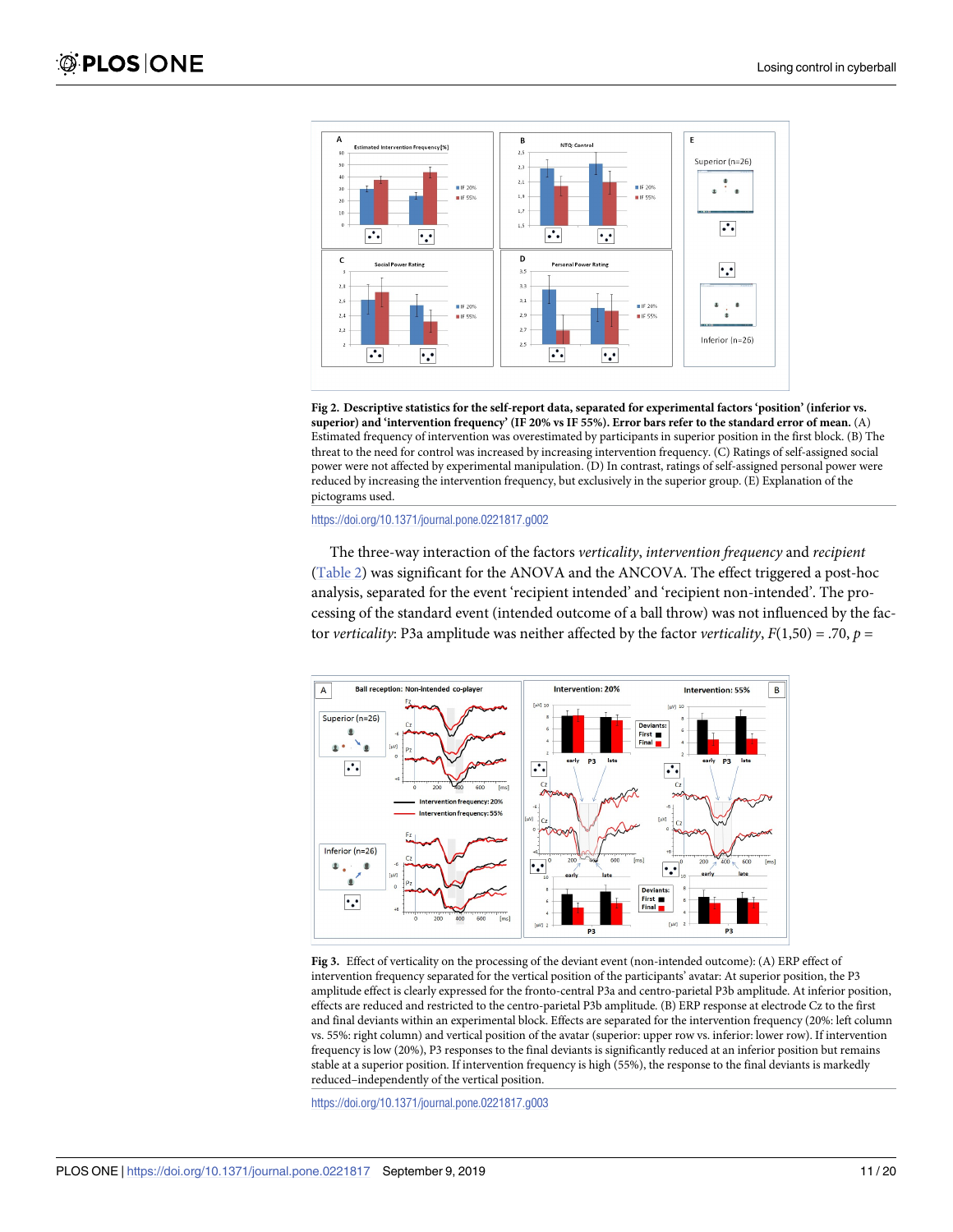**Fig 2. Descriptive statistics for the self-report data, separated for experimental factors 'position' (inferior vs. superior) and 'intervention frequency' (IF 20% vs IF 55%). Error bars refer to the standard error of mean.** (A) Estimated frequency of intervention was overestimated by participants in superior position in the first block. (B) The threat to the need for control was increased by increasing intervention frequency. (C) Ratings of self-assigned social power were not affected by experimental manipulation. (D) In contrast, ratings of self-assigned personal power were reduced by increasing the intervention frequency, but exclusively in the superior group. (E) Explanation of the pictograms used.

https://doi.org/10.1371/journal.pone.0221817.g002

The three-way interaction of the factors *verticality*, *intervention frequency* and *recipient* (Table 2) was significant for the ANOVA and the ANCOVA. The effect triggered a post-hoc analysis, separated for the event 'recipient intended' and 'recipient non-intended'. The processing of the standard event (intended outcome of a ball throw) was not influenced by the factor *verticality*: P3a amplitude was neither affected by the factor *verticality*, $F(1,50) = .70$, $p =$

**Fig 3.** Effect of verticality on the processing of the deviant event (non-intended outcome): (A) ERP effect of intervention frequency separated for the vertical position of the participants' avatar: At superior position, the P3 amplitude effect is clearly expressed for the fronto-central P3a and centro-parietal P3b amplitude. At inferior position, effects are reduced and restricted to the centro-parietal P3b amplitude. (B) ERP response at electrode Cz to the first and final deviants within an experimental block. Effects are separated for the intervention frequency (20%: left column vs. 55%: right column) and vertical position of the avatar (superior: upper row vs. inferior: lower row). If intervention frequency is low (20%), P3 responses to the final deviants is significantly reduced at an inferior position but remains stable at a superior position. If intervention frequency is high (55%), the response to the final deviants is markedly reduced–independently of the vertical position.

https://doi.org/10.1371/journal.pone.0221817.g003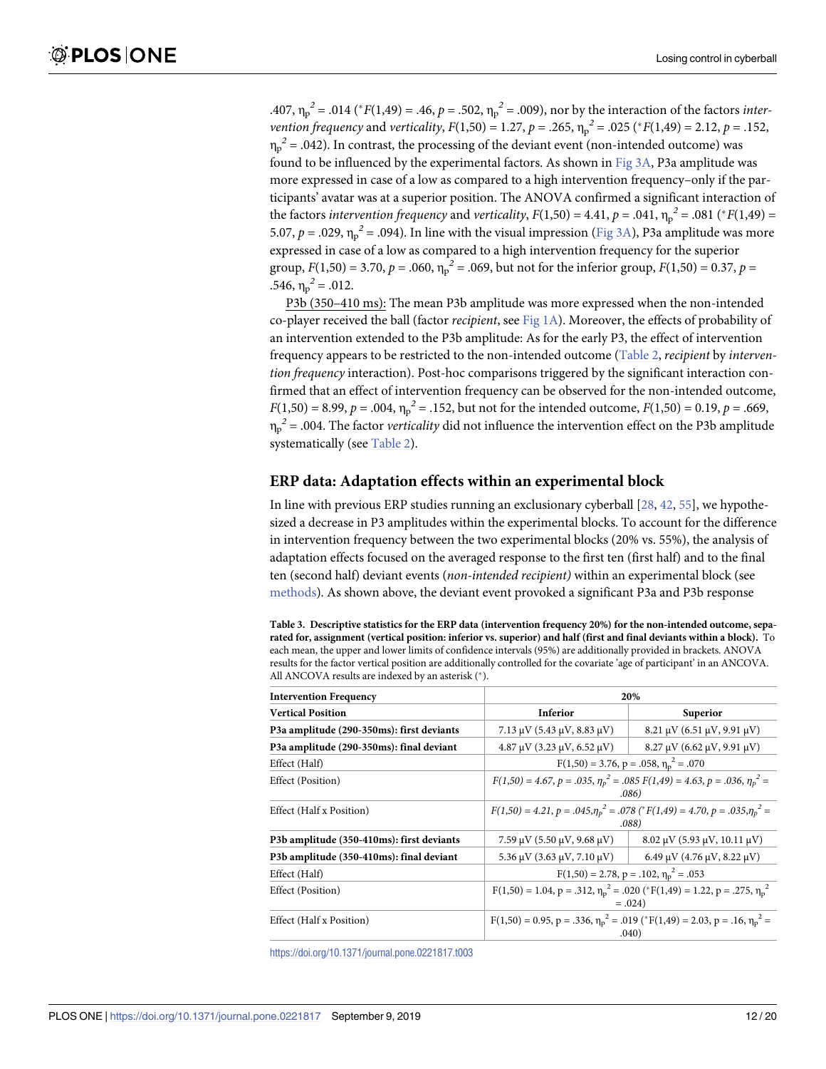.407, $\eta_p^2$ = .014 (*$F$(1,49) = .46, $p$ = .502, $\eta_p^2$ = .009), nor by the interaction of the factors *intervention frequency* and *verticality*, $F$(1,50) = 1.27, $p$ = .265, $\eta_p^2$ = .025 (*$F$(1,49) = 2.12, $p$ = .152, $\eta_p^2$ = .042). In contrast, the processing of the deviant event (non-intended outcome) was found to be influenced by the experimental factors. As shown in Fig 3A, P3a amplitude was more expressed in case of a low as compared to a high intervention frequency–only if the participants' avatar was at a superior position. The ANOVA confirmed a significant interaction of the factors *intervention frequency* and *verticality*, $F$(1,50) = 4.41, $p$ = .041, $\eta_p^2$ = .081 (*$F$(1,49) = 5.07, $p$ = .029, $\eta_p^2$ = .094). In line with the visual impression (Fig 3A), P3a amplitude was more expressed in case of a low as compared to a high intervention frequency for the superior group, $F$(1,50) = 3.70, $p$ = .060, $\eta_p^2$ = .069, but not for the inferior group, $F$(1,50) = 0.37, $p$ = .546, $\eta_p^2$ = .012.

P3b (350–410 ms): The mean P3b amplitude was more expressed when the non-intended co-player received the ball (factor *recipient*, see Fig 1A). Moreover, the effects of probability of an intervention extended to the P3b amplitude: As for the early P3, the effect of intervention frequency appears to be restricted to the non-intended outcome (Table 2, *recipient* by *intervention frequency* interaction). Post-hoc comparisons triggered by the significant interaction confirmed that an effect of intervention frequency can be observed for the non-intended outcome, $F$(1,50) = 8.99, $p$ = .004, $\eta_p^2$ = .152, but not for the intended outcome, $F$(1,50) = 0.19, $p$ = .669, $\eta_p^2$ = .004. The factor *verticality* did not influence the intervention effect on the P3b amplitude systematically (see Table 2).

## ERP data: Adaptation effects within an experimental block

In line with previous ERP studies running an exclusionary cyberball [28, 42, 55], we hypothesized a decrease in P3 amplitudes within the experimental blocks. To account for the difference in intervention frequency between the two experimental blocks (20% vs. 55%), the analysis of adaptation effects focused on the averaged response to the first ten (first half) and to the final ten (second half) deviant events (*non-intended recipient)* within an experimental block (see methods). As shown above, the deviant event provoked a significant P3a and P3b response

**Table 3. Descriptive statistics for the ERP data (intervention frequency 20%) for the non-intended outcome, separated for, assignment (vertical position: inferior vs. superior) and half (first and final deviants within a block).** To each mean, the upper and lower limits of confidence intervals (95%) are additionally provided in brackets. ANOVA results for the factor vertical position are additionally controlled for the covariate 'age of participant' in an ANCOVA. All ANCOVA results are indexed by an asterisk (*).

| **Intervention Frequency** | **20%** | |
|---|---|---|
| **Vertical Position** | **Inferior** | **Superior** |
| **P3a amplitude (290-350ms): first deviants** | 7.13 μV (5.43 μV, 8.83 μV) | 8.21 μV (6.51 μV, 9.91 μV) |
| **P3a amplitude (290-350ms): final deviant** | 4.87 μV (3.23 μV, 6.52 μV) | 8.27 μV (6.62 μV, 9.91 μV) |
| Effect (Half) | F(1,50) = 3.76, p = .058, $\eta_p^2$ = .070 | |
| Effect (Position) | *F(1,50) = 4.67, p = .035, $\eta_p^2$ = .085 F(1,49) = 4.63, p = .036, $\eta_p^2$ = .086)* | |
| Effect (Half x Position) | *F(1,50) = 4.21, p = .045,$\eta_p^2$ = .078 (*F(1,49) = 4.70, p = .035,$\eta_p^2$ = .088)* | |
| **P3b amplitude (350-410ms): first deviants** | 7.59 μV (5.50 μV, 9.68 μV) | 8.02 μV (5.93 μV, 10.11 μV) |
| **P3b amplitude (350-410ms): final deviant** | 5.36 μV (3.63 μV, 7.10 μV) | 6.49 μV (4.76 μV, 8.22 μV) |
| Effect (Half) | F(1,50) = 2.78, p = .102, $\eta_p^2$ = .053 | |
| Effect (Position) | F(1,50) = 1.04, p = .312, $\eta_p^2$ = .020 (*F(1,49) = 1.22, p = .275, $\eta_p^2$ = .024) | |
| Effect (Half x Position) | F(1,50) = 0.95, p = .336, $\eta_p^2$ = .019 (*F(1,49) = 2.03, p = .16, $\eta_p^2$ = .040) | |

https://doi.org/10.1371/journal.pone.0221817.t003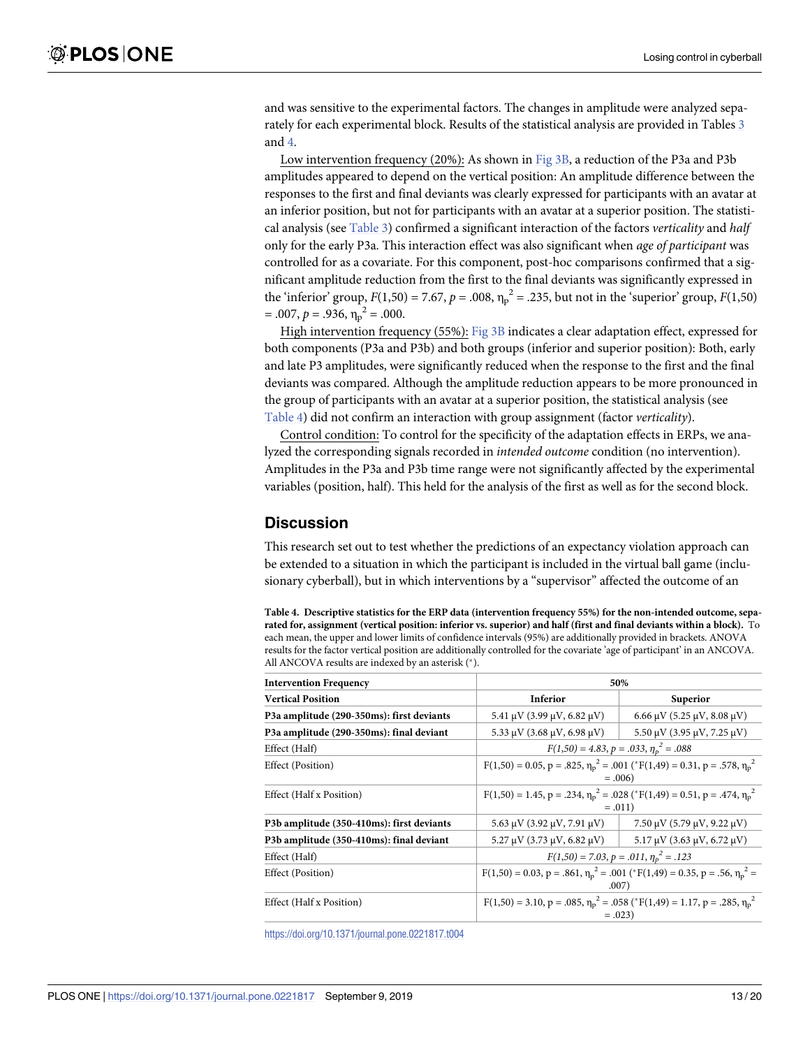and was sensitive to the experimental factors. The changes in amplitude were analyzed separately for each experimental block. Results of the statistical analysis are provided in Tables 3 and 4.

Low intervention frequency (20%): As shown in Fig 3B, a reduction of the P3a and P3b amplitudes appeared to depend on the vertical position: An amplitude difference between the responses to the first and final deviants was clearly expressed for participants with an avatar at an inferior position, but not for participants with an avatar at a superior position. The statistical analysis (see Table 3) confirmed a significant interaction of the factors *verticality* and *half* only for the early P3a. This interaction effect was also significant when *age of participant* was controlled for as a covariate. For this component, post-hoc comparisons confirmed that a significant amplitude reduction from the first to the final deviants was significantly expressed in the 'inferior' group, $F(1,50) = 7.67$, $p = .008$, $\eta_p^2 = .235$, but not in the 'superior' group, $F(1,50) = .007$, $p = .936$, $\eta_p^2 = .000$.

High intervention frequency (55%): Fig 3B indicates a clear adaptation effect, expressed for both components (P3a and P3b) and both groups (inferior and superior position): Both, early and late P3 amplitudes, were significantly reduced when the response to the first and the final deviants was compared. Although the amplitude reduction appears to be more pronounced in the group of participants with an avatar at a superior position, the statistical analysis (see Table 4) did not confirm an interaction with group assignment (factor *verticality*).

Control condition: To control for the specificity of the adaptation effects in ERPs, we analyzed the corresponding signals recorded in *intended outcome* condition (no intervention). Amplitudes in the P3a and P3b time range were not significantly affected by the experimental variables (position, half). This held for the analysis of the first as well as for the second block.

## Discussion

This research set out to test whether the predictions of an expectancy violation approach can be extended to a situation in which the participant is included in the virtual ball game (inclusionary cyberball), but in which interventions by a "supervisor" affected the outcome of an

**Table 4. Descriptive statistics for the ERP data (intervention frequency 55%) for the non-intended outcome, separated for, assignment (vertical position: inferior vs. superior) and half (first and final deviants within a block).** To each mean, the upper and lower limits of confidence intervals (95%) are additionally provided in brackets. ANOVA results for the factor vertical position are additionally controlled for the covariate 'age of participant' in an ANCOVA. All ANCOVA results are indexed by an asterisk (*).

| Intervention Frequency | 50% | |
|---|---|---|
| **Vertical Position** | **Inferior** | **Superior** |
| **P3a amplitude (290-350ms): first deviants** | 5.41 μV (3.99 μV, 6.82 μV) | 6.66 μV (5.25 μV, 8.08 μV) |
| **P3a amplitude (290-350ms): final deviant** | 5.33 μV (3.68 μV, 6.98 μV) | 5.50 μV (3.95 μV, 7.25 μV) |
| Effect (Half) | *$F(1,50) = 4.83$, $p = .033$, $\eta_p^2 = .088$* | |
| Effect (Position) | $F(1,50) = 0.05$, $p = .825$, $\eta_p^2 = .001$ (*$F(1,49) = 0.31$, $p = .578$, $\eta_p^2 = .006$) | |
| Effect (Half x Position) | $F(1,50) = 1.45$, $p = .234$, $\eta_p^2 = .028$ (*$F(1,49) = 0.51$, $p = .474$, $\eta_p^2 = .011$) | |
| **P3b amplitude (350-410ms): first deviants** | 5.63 μV (3.92 μV, 7.91 μV) | 7.50 μV (5.79 μV, 9.22 μV) |
| **P3b amplitude (350-410ms): final deviant** | 5.27 μV (3.73 μV, 6.82 μV) | 5.17 μV (3.63 μV, 6.72 μV) |
| Effect (Half) | *$F(1,50) = 7.03$, $p = .011$, $\eta_p^2 = .123$* | |
| Effect (Position) | $F(1,50) = 0.03$, $p = .861$, $\eta_p^2 = .001$ (*$F(1,49) = 0.35$, $p = .56$, $\eta_p^2 = .007$) | |
| Effect (Half x Position) | $F(1,50) = 3.10$, $p = .085$, $\eta_p^2 = .058$ (*$F(1,49) = 1.17$, $p = .285$, $\eta_p^2 = .023$) | |

https://doi.org/10.1371/journal.pone.0221817.t004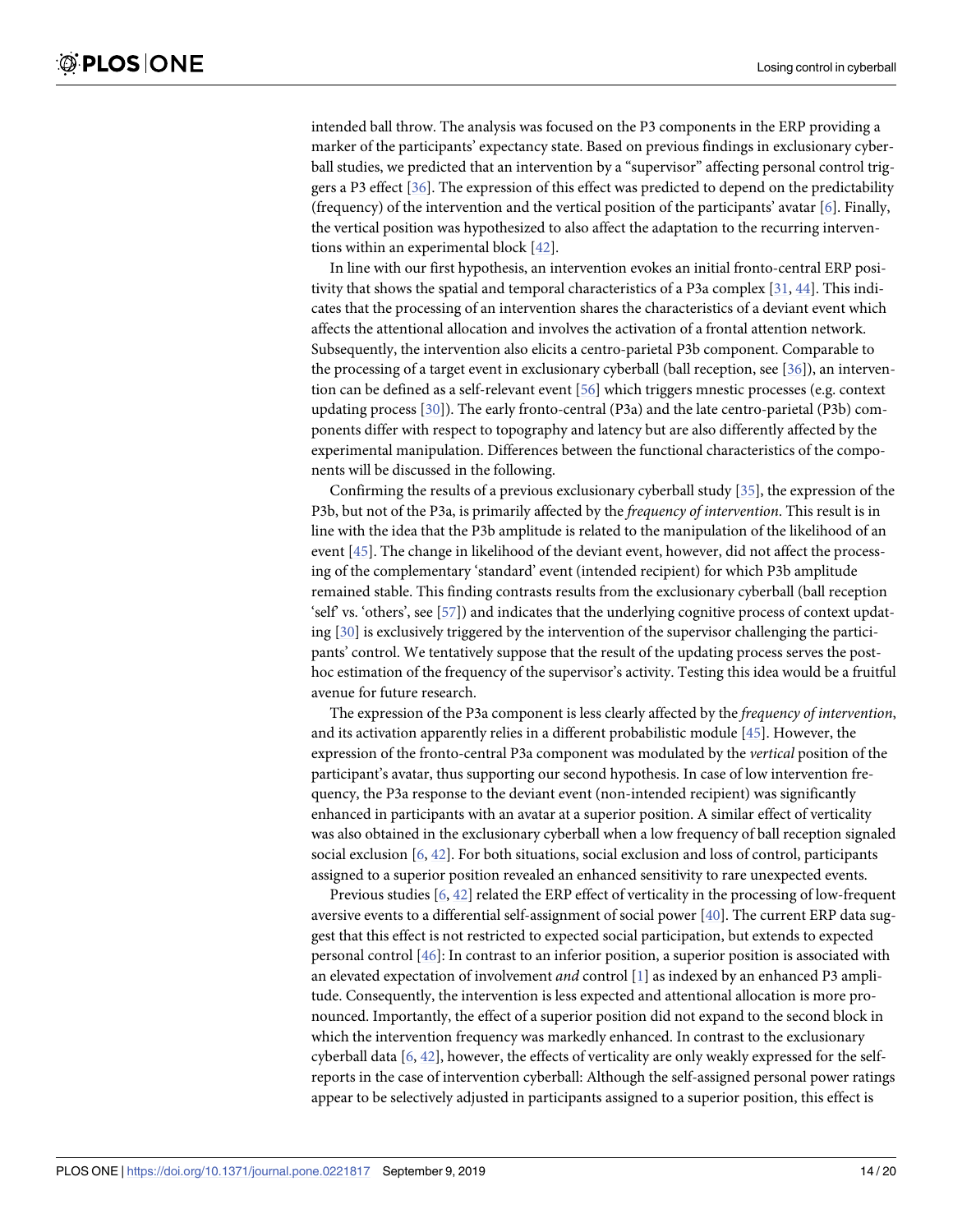intended ball throw. The analysis was focused on the P3 components in the ERP providing a marker of the participants' expectancy state. Based on previous findings in exclusionary cyberball studies, we predicted that an intervention by a "supervisor" affecting personal control triggers a P3 effect [36]. The expression of this effect was predicted to depend on the predictability (frequency) of the intervention and the vertical position of the participants' avatar [6]. Finally, the vertical position was hypothesized to also affect the adaptation to the recurring interventions within an experimental block [42].

In line with our first hypothesis, an intervention evokes an initial fronto-central ERP positivity that shows the spatial and temporal characteristics of a P3a complex [31, 44]. This indicates that the processing of an intervention shares the characteristics of a deviant event which affects the attentional allocation and involves the activation of a frontal attention network. Subsequently, the intervention also elicits a centro-parietal P3b component. Comparable to the processing of a target event in exclusionary cyberball (ball reception, see [36]), an intervention can be defined as a self-relevant event [56] which triggers mnestic processes (e.g. context updating process [30]). The early fronto-central (P3a) and the late centro-parietal (P3b) components differ with respect to topography and latency but are also differently affected by the experimental manipulation. Differences between the functional characteristics of the components will be discussed in the following.

Confirming the results of a previous exclusionary cyberball study [35], the expression of the P3b, but not of the P3a, is primarily affected by the *frequency of intervention*. This result is in line with the idea that the P3b amplitude is related to the manipulation of the likelihood of an event [45]. The change in likelihood of the deviant event, however, did not affect the processing of the complementary 'standard' event (intended recipient) for which P3b amplitude remained stable. This finding contrasts results from the exclusionary cyberball (ball reception 'self' vs. 'others', see [57]) and indicates that the underlying cognitive process of context updating [30] is exclusively triggered by the intervention of the supervisor challenging the participants' control. We tentatively suppose that the result of the updating process serves the post-hoc estimation of the frequency of the supervisor's activity. Testing this idea would be a fruitful avenue for future research.

The expression of the P3a component is less clearly affected by the *frequency of intervention*, and its activation apparently relies in a different probabilistic module [45]. However, the expression of the fronto-central P3a component was modulated by the *vertical* position of the participant's avatar, thus supporting our second hypothesis. In case of low intervention frequency, the P3a response to the deviant event (non-intended recipient) was significantly enhanced in participants with an avatar at a superior position. A similar effect of verticality was also obtained in the exclusionary cyberball when a low frequency of ball reception signaled social exclusion [6, 42]. For both situations, social exclusion and loss of control, participants assigned to a superior position revealed an enhanced sensitivity to rare unexpected events.

Previous studies [6, 42] related the ERP effect of verticality in the processing of low-frequent aversive events to a differential self-assignment of social power [40]. The current ERP data suggest that this effect is not restricted to expected social participation, but extends to expected personal control [46]: In contrast to an inferior position, a superior position is associated with an elevated expectation of involvement *and* control [1] as indexed by an enhanced P3 amplitude. Consequently, the intervention is less expected and attentional allocation is more pronounced. Importantly, the effect of a superior position did not expand to the second block in which the intervention frequency was markedly enhanced. In contrast to the exclusionary cyberball data [6, 42], however, the effects of verticality are only weakly expressed for the self-reports in the case of intervention cyberball: Although the self-assigned personal power ratings appear to be selectively adjusted in participants assigned to a superior position, this effect is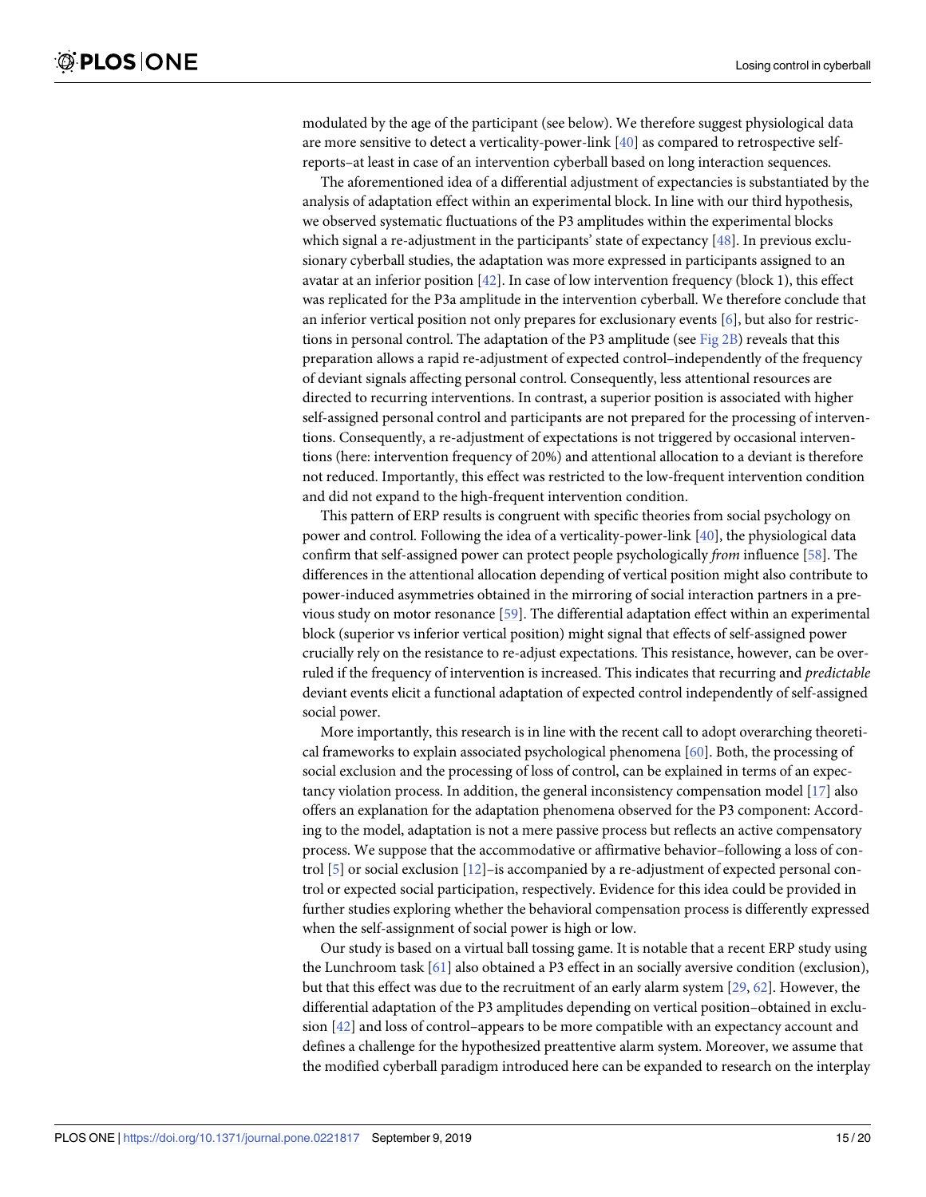modulated by the age of the participant (see below). We therefore suggest physiological data are more sensitive to detect a verticality-power-link [40] as compared to retrospective self-reports–at least in case of an intervention cyberball based on long interaction sequences.

The aforementioned idea of a differential adjustment of expectancies is substantiated by the analysis of adaptation effect within an experimental block. In line with our third hypothesis, we observed systematic fluctuations of the P3 amplitudes within the experimental blocks which signal a re-adjustment in the participants' state of expectancy [48]. In previous exclusionary cyberball studies, the adaptation was more expressed in participants assigned to an avatar at an inferior position [42]. In case of low intervention frequency (block 1), this effect was replicated for the P3a amplitude in the intervention cyberball. We therefore conclude that an inferior vertical position not only prepares for exclusionary events [6], but also for restrictions in personal control. The adaptation of the P3 amplitude (see Fig 2B) reveals that this preparation allows a rapid re-adjustment of expected control–independently of the frequency of deviant signals affecting personal control. Consequently, less attentional resources are directed to recurring interventions. In contrast, a superior position is associated with higher self-assigned personal control and participants are not prepared for the processing of interventions. Consequently, a re-adjustment of expectations is not triggered by occasional interventions (here: intervention frequency of 20%) and attentional allocation to a deviant is therefore not reduced. Importantly, this effect was restricted to the low-frequent intervention condition and did not expand to the high-frequent intervention condition.

This pattern of ERP results is congruent with specific theories from social psychology on power and control. Following the idea of a verticality-power-link [40], the physiological data confirm that self-assigned power can protect people psychologically *from* influence [58]. The differences in the attentional allocation depending of vertical position might also contribute to power-induced asymmetries obtained in the mirroring of social interaction partners in a previous study on motor resonance [59]. The differential adaptation effect within an experimental block (superior vs inferior vertical position) might signal that effects of self-assigned power crucially rely on the resistance to re-adjust expectations. This resistance, however, can be overruled if the frequency of intervention is increased. This indicates that recurring and *predictable* deviant events elicit a functional adaptation of expected control independently of self-assigned social power.

More importantly, this research is in line with the recent call to adopt overarching theoretical frameworks to explain associated psychological phenomena [60]. Both, the processing of social exclusion and the processing of loss of control, can be explained in terms of an expectancy violation process. In addition, the general inconsistency compensation model [17] also offers an explanation for the adaptation phenomena observed for the P3 component: According to the model, adaptation is not a mere passive process but reflects an active compensatory process. We suppose that the accommodative or affirmative behavior–following a loss of control [5] or social exclusion [12]–is accompanied by a re-adjustment of expected personal control or expected social participation, respectively. Evidence for this idea could be provided in further studies exploring whether the behavioral compensation process is differently expressed when the self-assignment of social power is high or low.

Our study is based on a virtual ball tossing game. It is notable that a recent ERP study using the Lunchroom task [61] also obtained a P3 effect in an socially aversive condition (exclusion), but that this effect was due to the recruitment of an early alarm system [29, 62]. However, the differential adaptation of the P3 amplitudes depending on vertical position–obtained in exclusion [42] and loss of control–appears to be more compatible with an expectancy account and defines a challenge for the hypothesized preattentive alarm system. Moreover, we assume that the modified cyberball paradigm introduced here can be expanded to research on the interplay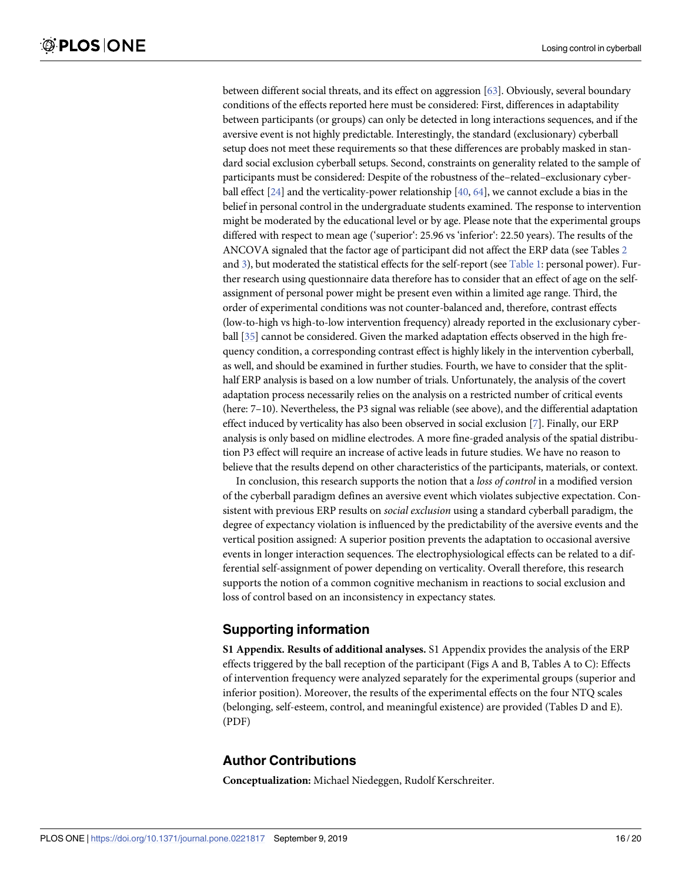between different social threats, and its effect on aggression [63]. Obviously, several boundary conditions of the effects reported here must be considered: First, differences in adaptability between participants (or groups) can only be detected in long interactions sequences, and if the aversive event is not highly predictable. Interestingly, the standard (exclusionary) cyberball setup does not meet these requirements so that these differences are probably masked in standard social exclusion cyberball setups. Second, constraints on generality related to the sample of participants must be considered: Despite of the robustness of the–related–exclusionary cyberball effect [24] and the verticality-power relationship [40, 64], we cannot exclude a bias in the belief in personal control in the undergraduate students examined. The response to intervention might be moderated by the educational level or by age. Please note that the experimental groups differed with respect to mean age ('superior': 25.96 vs 'inferior': 22.50 years). The results of the ANCOVA signaled that the factor age of participant did not affect the ERP data (see Tables 2 and 3), but moderated the statistical effects for the self-report (see Table 1: personal power). Further research using questionnaire data therefore has to consider that an effect of age on the self-assignment of personal power might be present even within a limited age range. Third, the order of experimental conditions was not counter-balanced and, therefore, contrast effects (low-to-high vs high-to-low intervention frequency) already reported in the exclusionary cyberball [35] cannot be considered. Given the marked adaptation effects observed in the high frequency condition, a corresponding contrast effect is highly likely in the intervention cyberball, as well, and should be examined in further studies. Fourth, we have to consider that the split-half ERP analysis is based on a low number of trials. Unfortunately, the analysis of the covert adaptation process necessarily relies on the analysis on a restricted number of critical events (here: 7–10). Nevertheless, the P3 signal was reliable (see above), and the differential adaptation effect induced by verticality has also been observed in social exclusion [7]. Finally, our ERP analysis is only based on midline electrodes. A more fine-graded analysis of the spatial distribution P3 effect will require an increase of active leads in future studies. We have no reason to believe that the results depend on other characteristics of the participants, materials, or context.

In conclusion, this research supports the notion that a *loss of control* in a modified version of the cyberball paradigm defines an aversive event which violates subjective expectation. Consistent with previous ERP results on *social exclusion* using a standard cyberball paradigm, the degree of expectancy violation is influenced by the predictability of the aversive events and the vertical position assigned: A superior position prevents the adaptation to occasional aversive events in longer interaction sequences. The electrophysiological effects can be related to a differential self-assignment of power depending on verticality. Overall therefore, this research supports the notion of a common cognitive mechanism in reactions to social exclusion and loss of control based on an inconsistency in expectancy states.

## Supporting information

**S1 Appendix. Results of additional analyses.** S1 Appendix provides the analysis of the ERP effects triggered by the ball reception of the participant (Figs A and B, Tables A to C): Effects of intervention frequency were analyzed separately for the experimental groups (superior and inferior position). Moreover, the results of the experimental effects on the four NTQ scales (belonging, self-esteem, control, and meaningful existence) are provided (Tables D and E). (PDF)

## Author Contributions

**Conceptualization:** Michael Niedeggen, Rudolf Kerschreiter.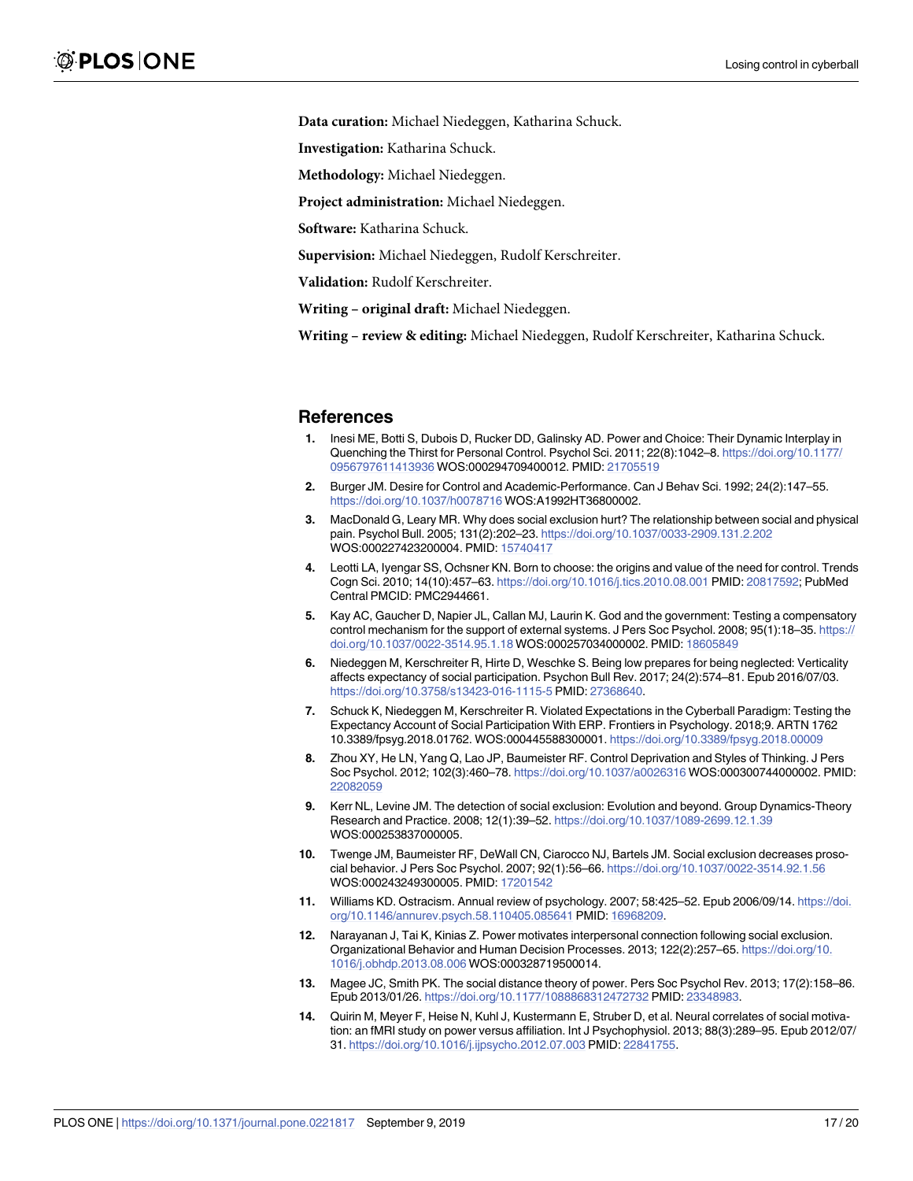**Data curation:** Michael Niedeggen, Katharina Schuck.

**Investigation:** Katharina Schuck.

**Methodology:** Michael Niedeggen.

**Project administration:** Michael Niedeggen.

**Software:** Katharina Schuck.

**Supervision:** Michael Niedeggen, Rudolf Kerschreiter.

**Validation:** Rudolf Kerschreiter.

**Writing – original draft:** Michael Niedeggen.

**Writing – review & editing:** Michael Niedeggen, Rudolf Kerschreiter, Katharina Schuck.

## References

1. Inesi ME, Botti S, Dubois D, Rucker DD, Galinsky AD. Power and Choice: Their Dynamic Interplay in Quenching the Thirst for Personal Control. Psychol Sci. 2011; 22(8):1042–8. https://doi.org/10.1177/0956797611413936 WOS:000294709400012. PMID: 21705519
2. Burger JM. Desire for Control and Academic-Performance. Can J Behav Sci. 1992; 24(2):147–55. https://doi.org/10.1037/h0078716 WOS:A1992HT36800002.
3. MacDonald G, Leary MR. Why does social exclusion hurt? The relationship between social and physical pain. Psychol Bull. 2005; 131(2):202–23. https://doi.org/10.1037/0033-2909.131.2.202 WOS:000227423200004. PMID: 15740417
4. Leotti LA, Iyengar SS, Ochsner KN. Born to choose: the origins and value of the need for control. Trends Cogn Sci. 2010; 14(10):457–63. https://doi.org/10.1016/j.tics.2010.08.001 PMID: 20817592; PubMed Central PMCID: PMC2944661.
5. Kay AC, Gaucher D, Napier JL, Callan MJ, Laurin K. God and the government: Testing a compensatory control mechanism for the support of external systems. J Pers Soc Psychol. 2008; 95(1):18–35. https://doi.org/10.1037/0022-3514.95.1.18 WOS:000257034000002. PMID: 18605849
6. Niedeggen M, Kerschreiter R, Hirte D, Weschke S. Being low prepares for being neglected: Verticality affects expectancy of social participation. Psychon Bull Rev. 2017; 24(2):574–81. Epub 2016/07/03. https://doi.org/10.3758/s13423-016-1115-5 PMID: 27368640.
7. Schuck K, Niedeggen M, Kerschreiter R. Violated Expectations in the Cyberball Paradigm: Testing the Expectancy Account of Social Participation With ERP. Frontiers in Psychology. 2018;9. ARTN 1762 10.3389/fpsyg.2018.01762. WOS:000445588300001. https://doi.org/10.3389/fpsyg.2018.00009
8. Zhou XY, He LN, Yang Q, Lao JP, Baumeister RF. Control Deprivation and Styles of Thinking. J Pers Soc Psychol. 2012; 102(3):460–78. https://doi.org/10.1037/a0026316 WOS:000300744000002. PMID: 22082059
9. Kerr NL, Levine JM. The detection of social exclusion: Evolution and beyond. Group Dynamics-Theory Research and Practice. 2008; 12(1):39–52. https://doi.org/10.1037/1089-2699.12.1.39 WOS:000253837000005.
10. Twenge JM, Baumeister RF, DeWall CN, Ciarocco NJ, Bartels JM. Social exclusion decreases prosocial behavior. J Pers Soc Psychol. 2007; 92(1):56–66. https://doi.org/10.1037/0022-3514.92.1.56 WOS:000243249300005. PMID: 17201542
11. Williams KD. Ostracism. Annual review of psychology. 2007; 58:425–52. Epub 2006/09/14. https://doi.org/10.1146/annurev.psych.58.110405.085641 PMID: 16968209.
12. Narayanan J, Tai K, Kinias Z. Power motivates interpersonal connection following social exclusion. Organizational Behavior and Human Decision Processes. 2013; 122(2):257–65. https://doi.org/10.1016/j.obhdp.2013.08.006 WOS:000328719500014.
13. Magee JC, Smith PK. The social distance theory of power. Pers Soc Psychol Rev. 2013; 17(2):158–86. Epub 2013/01/26. https://doi.org/10.1177/1088868312472732 PMID: 23348983.
14. Quirin M, Meyer F, Heise N, Kuhl J, Kustermann E, Struber D, et al. Neural correlates of social motivation: an fMRI study on power versus affiliation. Int J Psychophysiol. 2013; 88(3):289–95. Epub 2012/07/31. https://doi.org/10.1016/j.ijpsycho.2012.07.003 PMID: 22841755.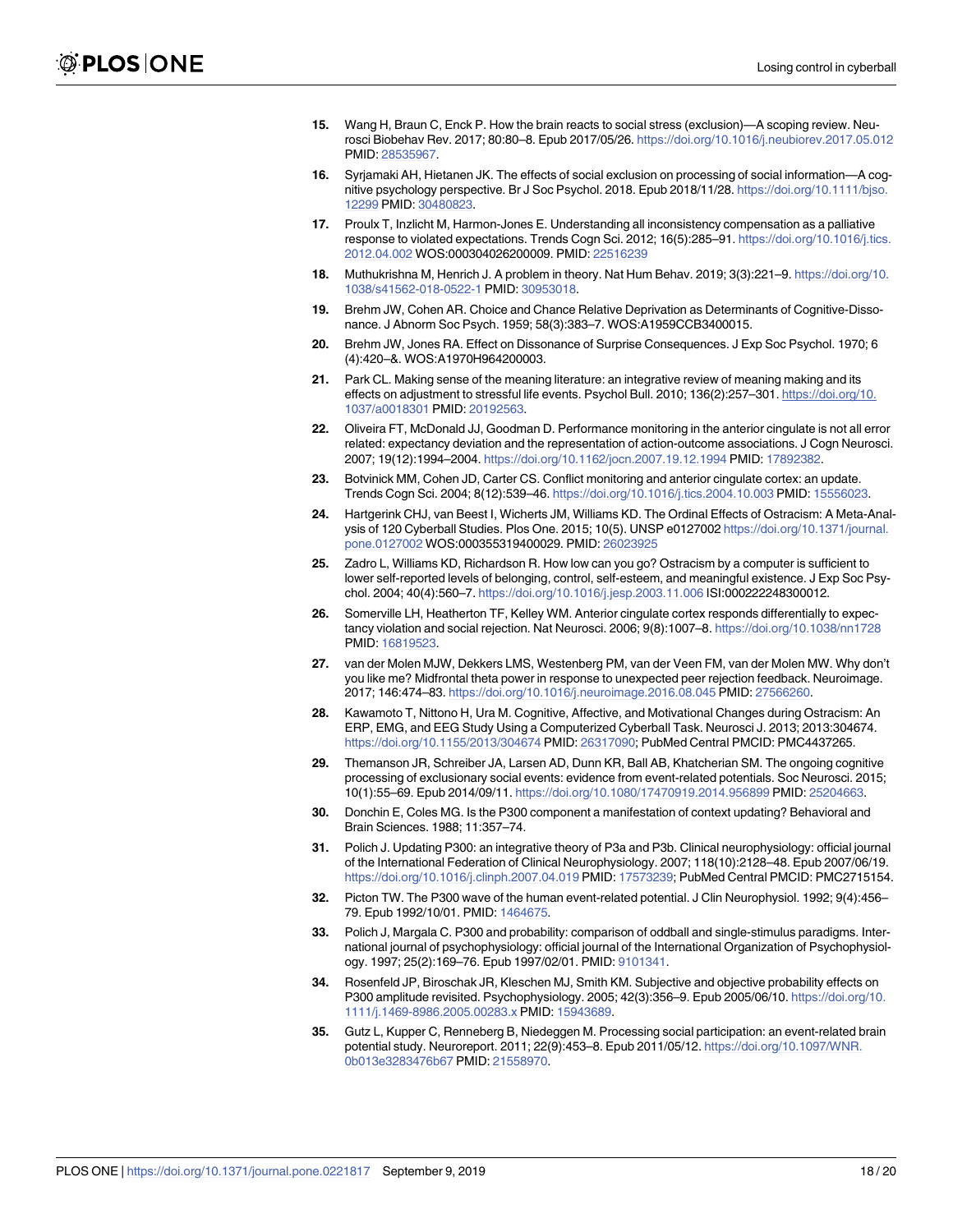15. Wang H, Braun C, Enck P. How the brain reacts to social stress (exclusion)—A scoping review. Neurosci Biobehav Rev. 2017; 80:80–8. Epub 2017/05/26. https://doi.org/10.1016/j.neubiorev.2017.05.012 PMID: 28535967.

16. Syrjamaki AH, Hietanen JK. The effects of social exclusion on processing of social information—A cognitive psychology perspective. Br J Soc Psychol. 2018. Epub 2018/11/28. https://doi.org/10.1111/bjso.12299 PMID: 30480823.

17. Proulx T, Inzlicht M, Harmon-Jones E. Understanding all inconsistency compensation as a palliative response to violated expectations. Trends Cogn Sci. 2012; 16(5):285–91. https://doi.org/10.1016/j.tics.2012.04.002 WOS:000304026200009. PMID: 22516239

18. Muthukrishna M, Henrich J. A problem in theory. Nat Hum Behav. 2019; 3(3):221–9. https://doi.org/10.1038/s41562-018-0522-1 PMID: 30953018.

19. Brehm JW, Cohen AR. Choice and Chance Relative Deprivation as Determinants of Cognitive-Dissonance. J Abnorm Soc Psych. 1959; 58(3):383–7. WOS:A1959CCB3400015.

20. Brehm JW, Jones RA. Effect on Dissonance of Surprise Consequences. J Exp Soc Psychol. 1970; 6 (4):420–&. WOS:A1970H964200003.

21. Park CL. Making sense of the meaning literature: an integrative review of meaning making and its effects on adjustment to stressful life events. Psychol Bull. 2010; 136(2):257–301. https://doi.org/10.1037/a0018301 PMID: 20192563.

22. Oliveira FT, McDonald JJ, Goodman D. Performance monitoring in the anterior cingulate is not all error related: expectancy deviation and the representation of action-outcome associations. J Cogn Neurosci. 2007; 19(12):1994–2004. https://doi.org/10.1162/jocn.2007.19.12.1994 PMID: 17892382.

23. Botvinick MM, Cohen JD, Carter CS. Conflict monitoring and anterior cingulate cortex: an update. Trends Cogn Sci. 2004; 8(12):539–46. https://doi.org/10.1016/j.tics.2004.10.003 PMID: 15556023.

24. Hartgerink CHJ, van Beest I, Wicherts JM, Williams KD. The Ordinal Effects of Ostracism: A Meta-Analysis of 120 Cyberball Studies. Plos One. 2015; 10(5). UNSP e0127002 https://doi.org/10.1371/journal.pone.0127002 WOS:000355319400029. PMID: 26023925

25. Zadro L, Williams KD, Richardson R. How low can you go? Ostracism by a computer is sufficient to lower self-reported levels of belonging, control, self-esteem, and meaningful existence. J Exp Soc Psychol. 2004; 40(4):560–7. https://doi.org/10.1016/j.jesp.2003.11.006 ISI:000222248300012.

26. Somerville LH, Heatherton TF, Kelley WM. Anterior cingulate cortex responds differentially to expectancy violation and social rejection. Nat Neurosci. 2006; 9(8):1007–8. https://doi.org/10.1038/nn1728 PMID: 16819523.

27. van der Molen MJW, Dekkers LMS, Westenberg PM, van der Veen FM, van der Molen MW. Why don't you like me? Midfrontal theta power in response to unexpected peer rejection feedback. Neuroimage. 2017; 146:474–83. https://doi.org/10.1016/j.neuroimage.2016.08.045 PMID: 27566260.

28. Kawamoto T, Nittono H, Ura M. Cognitive, Affective, and Motivational Changes during Ostracism: An ERP, EMG, and EEG Study Using a Computerized Cyberball Task. Neurosci J. 2013; 2013:304674. https://doi.org/10.1155/2013/304674 PMID: 26317090; PubMed Central PMCID: PMC4437265.

29. Themanson JR, Schreiber JA, Larsen AD, Dunn KR, Ball AB, Khatcherian SM. The ongoing cognitive processing of exclusionary social events: evidence from event-related potentials. Soc Neurosci. 2015; 10(1):55–69. Epub 2014/09/11. https://doi.org/10.1080/17470919.2014.956899 PMID: 25204663.

30. Donchin E, Coles MG. Is the P300 component a manifestation of context updating? Behavioral and Brain Sciences. 1988; 11:357–74.

31. Polich J. Updating P300: an integrative theory of P3a and P3b. Clinical neurophysiology: official journal of the International Federation of Clinical Neurophysiology. 2007; 118(10):2128–48. Epub 2007/06/19. https://doi.org/10.1016/j.clinph.2007.04.019 PMID: 17573239; PubMed Central PMCID: PMC2715154.

32. Picton TW. The P300 wave of the human event-related potential. J Clin Neurophysiol. 1992; 9(4):456–79. Epub 1992/10/01. PMID: 1464675.

33. Polich J, Margala C. P300 and probability: comparison of oddball and single-stimulus paradigms. International journal of psychophysiology: official journal of the International Organization of Psychophysiology. 1997; 25(2):169–76. Epub 1997/02/01. PMID: 9101341.

34. Rosenfeld JP, Biroschak JR, Kleschen MJ, Smith KM. Subjective and objective probability effects on P300 amplitude revisited. Psychophysiology. 2005; 42(3):356–9. Epub 2005/06/10. https://doi.org/10.1111/j.1469-8986.2005.00283.x PMID: 15943689.

35. Gutz L, Kupper C, Renneberg B, Niedeggen M. Processing social participation: an event-related brain potential study. Neuroreport. 2011; 22(9):453–8. Epub 2011/05/12. https://doi.org/10.1097/WNR.0b013e3283476b67 PMID: 21558970.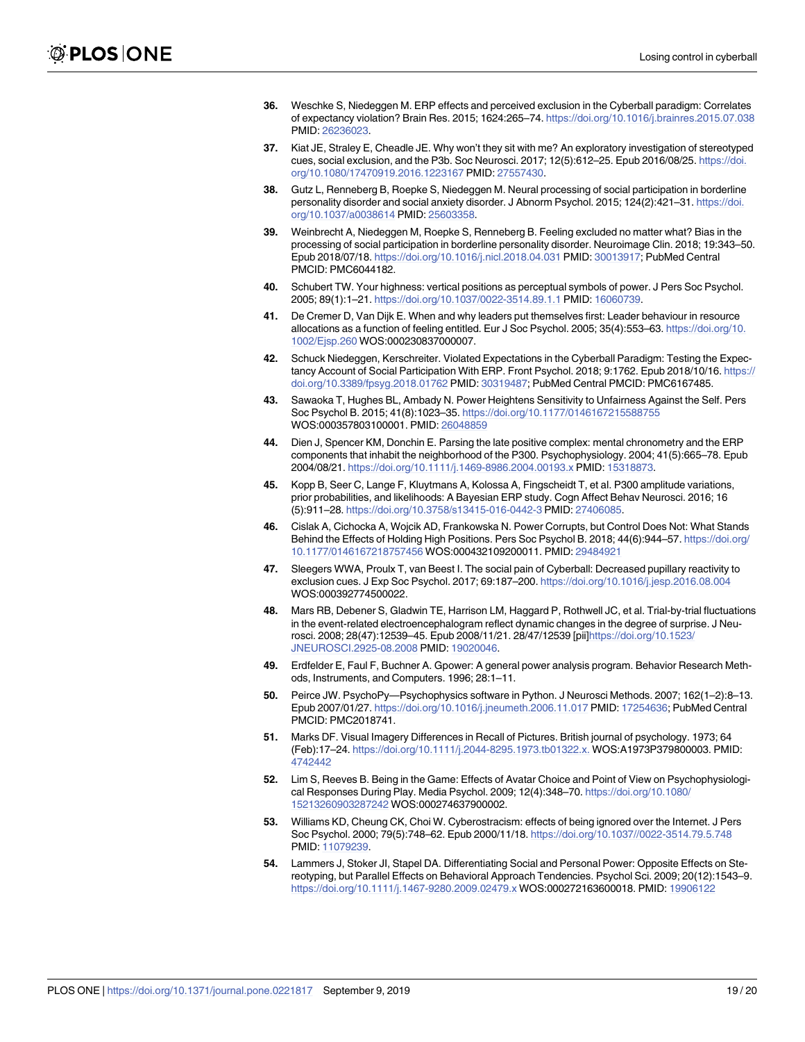36. Weschke S, Niedeggen M. ERP effects and perceived exclusion in the Cyberball paradigm: Correlates of expectancy violation? Brain Res. 2015; 1624:265–74. https://doi.org/10.1016/j.brainres.2015.07.038 PMID: 26236023.

37. Kiat JE, Straley E, Cheadle JE. Why won't they sit with me? An exploratory investigation of stereotyped cues, social exclusion, and the P3b. Soc Neurosci. 2017; 12(5):612–25. Epub 2016/08/25. https://doi.org/10.1080/17470919.2016.1223167 PMID: 27557430.

38. Gutz L, Renneberg B, Roepke S, Niedeggen M. Neural processing of social participation in borderline personality disorder and social anxiety disorder. J Abnorm Psychol. 2015; 124(2):421–31. https://doi.org/10.1037/a0038614 PMID: 25603358.

39. Weinbrecht A, Niedeggen M, Roepke S, Renneberg B. Feeling excluded no matter what? Bias in the processing of social participation in borderline personality disorder. Neuroimage Clin. 2018; 19:343–50. Epub 2018/07/18. https://doi.org/10.1016/j.nicl.2018.04.031 PMID: 30013917; PubMed Central PMCID: PMC6044182.

40. Schubert TW. Your highness: vertical positions as perceptual symbols of power. J Pers Soc Psychol. 2005; 89(1):1–21. https://doi.org/10.1037/0022-3514.89.1.1 PMID: 16060739.

41. De Cremer D, Van Dijk E. When and why leaders put themselves first: Leader behaviour in resource allocations as a function of feeling entitled. Eur J Soc Psychol. 2005; 35(4):553–63. https://doi.org/10.1002/Ejsp.260 WOS:000230837000007.

42. Schuck Niedeggen, Kerschreiter. Violated Expectations in the Cyberball Paradigm: Testing the Expectancy Account of Social Participation With ERP. Front Psychol. 2018; 9:1762. Epub 2018/10/16. https://doi.org/10.3389/fpsyg.2018.01762 PMID: 30319487; PubMed Central PMCID: PMC6167485.

43. Sawaoka T, Hughes BL, Ambady N. Power Heightens Sensitivity to Unfairness Against the Self. Pers Soc Psychol B. 2015; 41(8):1023–35. https://doi.org/10.1177/0146167215588755 WOS:000357803100001. PMID: 26048859

44. Dien J, Spencer KM, Donchin E. Parsing the late positive complex: mental chronometry and the ERP components that inhabit the neighborhood of the P300. Psychophysiology. 2004; 41(5):665–78. Epub 2004/08/21. https://doi.org/10.1111/j.1469-8986.2004.00193.x PMID: 15318873.

45. Kopp B, Seer C, Lange F, Kluytmans A, Kolossa A, Fingscheidt T, et al. P300 amplitude variations, prior probabilities, and likelihoods: A Bayesian ERP study. Cogn Affect Behav Neurosci. 2016; 16(5):911–28. https://doi.org/10.3758/s13415-016-0442-3 PMID: 27406085.

46. Cislak A, Cichocka A, Wojcik AD, Frankowska N. Power Corrupts, but Control Does Not: What Stands Behind the Effects of Holding High Positions. Pers Soc Psychol B. 2018; 44(6):944–57. https://doi.org/10.1177/0146167218757456 WOS:000432109200011. PMID: 29484921

47. Sleegers WWA, Proulx T, van Beest I. The social pain of Cyberball: Decreased pupillary reactivity to exclusion cues. J Exp Soc Psychol. 2017; 69:187–200. https://doi.org/10.1016/j.jesp.2016.08.004 WOS:000392774500022.

48. Mars RB, Debener S, Gladwin TE, Harrison LM, Haggard P, Rothwell JC, et al. Trial-by-trial fluctuations in the event-related electroencephalogram reflect dynamic changes in the degree of surprise. J Neurosci. 2008; 28(47):12539–45. Epub 2008/11/21. 28/47/12539 [pii]https://doi.org/10.1523/JNEUROSCI.2925-08.2008 PMID: 19020046.

49. Erdfelder E, Faul F, Buchner A. Gpower: A general power analysis program. Behavior Research Methods, Instruments, and Computers. 1996; 28:1–11.

50. Peirce JW. PsychoPy—Psychophysics software in Python. J Neurosci Methods. 2007; 162(1–2):8–13. Epub 2007/01/27. https://doi.org/10.1016/j.jneumeth.2006.11.017 PMID: 17254636; PubMed Central PMCID: PMC2018741.

51. Marks DF. Visual Imagery Differences in Recall of Pictures. British journal of psychology. 1973; 64 (Feb):17–24. https://doi.org/10.1111/j.2044-8295.1973.tb01322.x. WOS:A1973P379800003. PMID: 4742442

52. Lim S, Reeves B. Being in the Game: Effects of Avatar Choice and Point of View on Psychophysiological Responses During Play. Media Psychol. 2009; 12(4):348–70. https://doi.org/10.1080/15213260903287242 WOS:000274637900002.

53. Williams KD, Cheung CK, Choi W. Cyberostracism: effects of being ignored over the Internet. J Pers Soc Psychol. 2000; 79(5):748–62. Epub 2000/11/18. https://doi.org/10.1037//0022-3514.79.5.748 PMID: 11079239.

54. Lammers J, Stoker JI, Stapel DA. Differentiating Social and Personal Power: Opposite Effects on Stereotyping, but Parallel Effects on Behavioral Approach Tendencies. Psychol Sci. 2009; 20(12):1543–9. https://doi.org/10.1111/j.1467-9280.2009.02479.x WOS:000272163600018. PMID: 19906122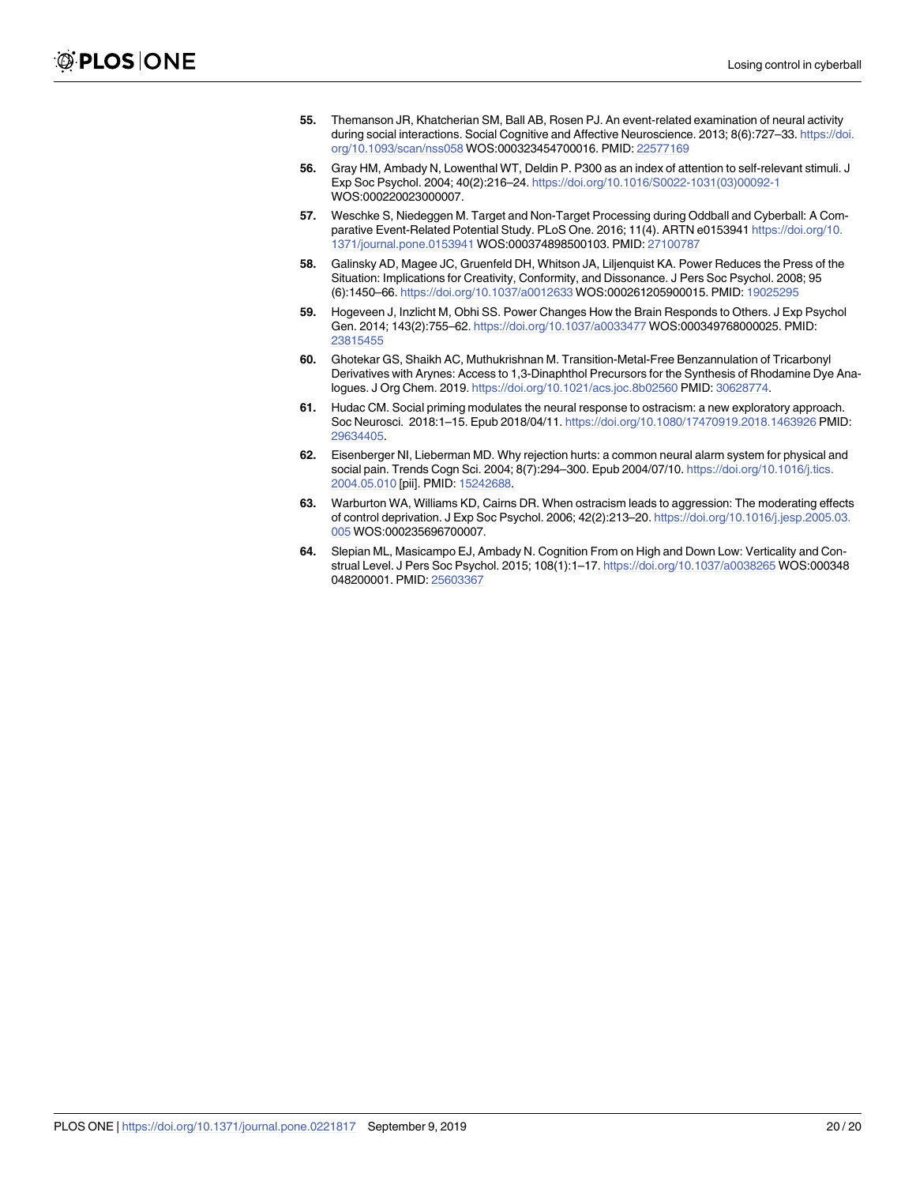55. Themanson JR, Khatcherian SM, Ball AB, Rosen PJ. An event-related examination of neural activity during social interactions. Social Cognitive and Affective Neuroscience. 2013; 8(6):727–33. https://doi.org/10.1093/scan/nss058 WOS:000323454700016. PMID: 22577169

56. Gray HM, Ambady N, Lowenthal WT, Deldin P. P300 as an index of attention to self-relevant stimuli. J Exp Soc Psychol. 2004; 40(2):216–24. https://doi.org/10.1016/S0022-1031(03)00092-1 WOS:000220023000007.

57. Weschke S, Niedeggen M. Target and Non-Target Processing during Oddball and Cyberball: A Comparative Event-Related Potential Study. PLoS One. 2016; 11(4). ARTN e0153941 https://doi.org/10.1371/journal.pone.0153941 WOS:000374898500103. PMID: 27100787

58. Galinsky AD, Magee JC, Gruenfeld DH, Whitson JA, Liljenquist KA. Power Reduces the Press of the Situation: Implications for Creativity, Conformity, and Dissonance. J Pers Soc Psychol. 2008; 95 (6):1450–66. https://doi.org/10.1037/a0012633 WOS:000261205900015. PMID: 19025295

59. Hogeveen J, Inzlicht M, Obhi SS. Power Changes How the Brain Responds to Others. J Exp Psychol Gen. 2014; 143(2):755–62. https://doi.org/10.1037/a0033477 WOS:000349768000025. PMID: 23815455

60. Ghotekar GS, Shaikh AC, Muthukrishnan M. Transition-Metal-Free Benzannulation of Tricarbonyl Derivatives with Arynes: Access to 1,3-Dinaphthol Precursors for the Synthesis of Rhodamine Dye Analogues. J Org Chem. 2019. https://doi.org/10.1021/acs.joc.8b02560 PMID: 30628774.

61. Hudac CM. Social priming modulates the neural response to ostracism: a new exploratory approach. Soc Neurosci. 2018:1–15. Epub 2018/04/11. https://doi.org/10.1080/17470919.2018.1463926 PMID: 29634405.

62. Eisenberger NI, Lieberman MD. Why rejection hurts: a common neural alarm system for physical and social pain. Trends Cogn Sci. 2004; 8(7):294–300. Epub 2004/07/10. https://doi.org/10.1016/j.tics.2004.05.010 [pii]. PMID: 15242688.

63. Warburton WA, Williams KD, Cairns DR. When ostracism leads to aggression: The moderating effects of control deprivation. J Exp Soc Psychol. 2006; 42(2):213–20. https://doi.org/10.1016/j.jesp.2005.03.005 WOS:000235696700007.

64. Slepian ML, Masicampo EJ, Ambady N. Cognition From on High and Down Low: Verticality and Construal Level. J Pers Soc Psychol. 2015; 108(1):1–17. https://doi.org/10.1037/a0038265 WOS:000348048200001. PMID: 25603367